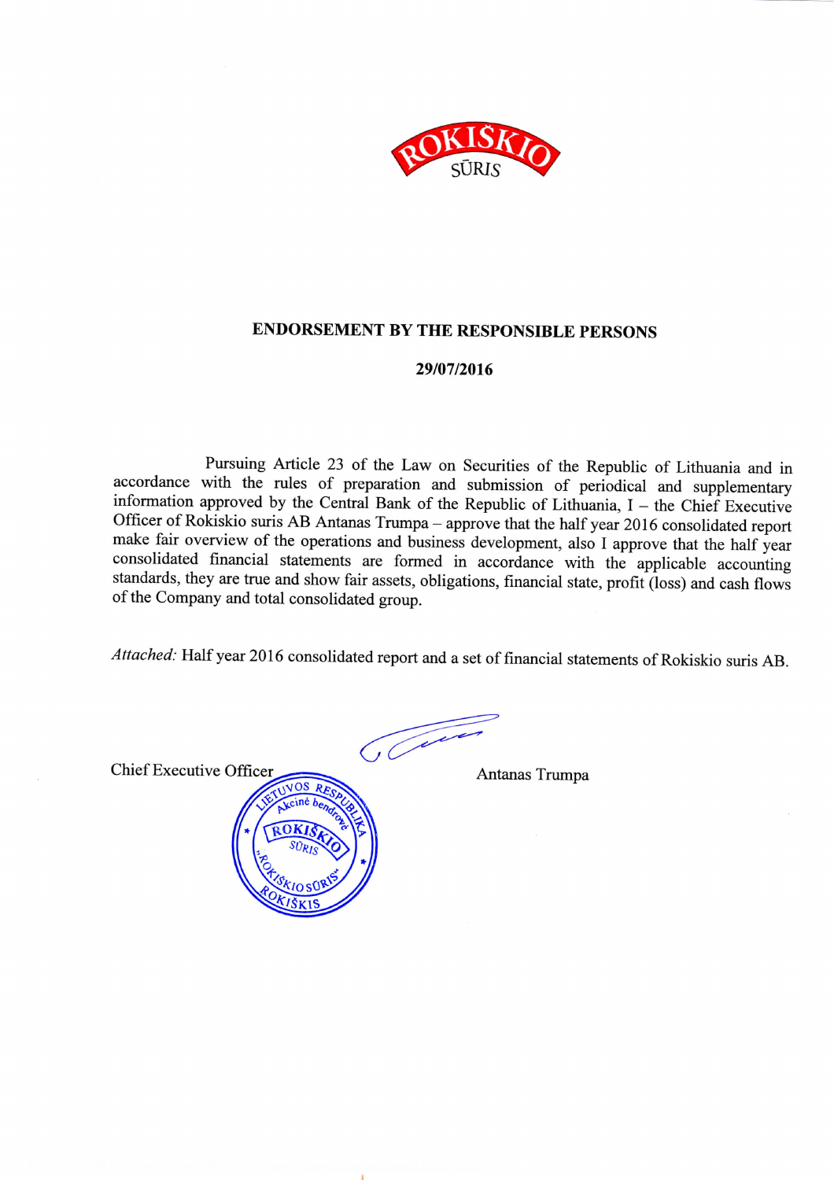## ENDORSEMENT BY THE RESPONSIBLE PERSONS

**29/07/2016**

Pursuing Article 23 of the Law on Securities of the Republic of Lithuania and in accordance with the rules of preparation and submission of periodical and supplementary information approved by the Central Bank of the Republic of Lithuania, I – the Chief Executive Officer of Rokiskio suris AB Antanas Trumpa – approve that the half year 2016 consolidated report make fair overview of the operations and business development, also I approve that the half year consolidated financial statements are formed in accordance with the applicable accounting standards, they are true and show fair assets, obligations, financial state, profit (loss) and cash flows of the Company and total consolidated group.

*Attached:* Half year 2016 consolidated report and a set of financial statements of Rokiskio suris AB.

Chief Executive Officer Antanas Trumpa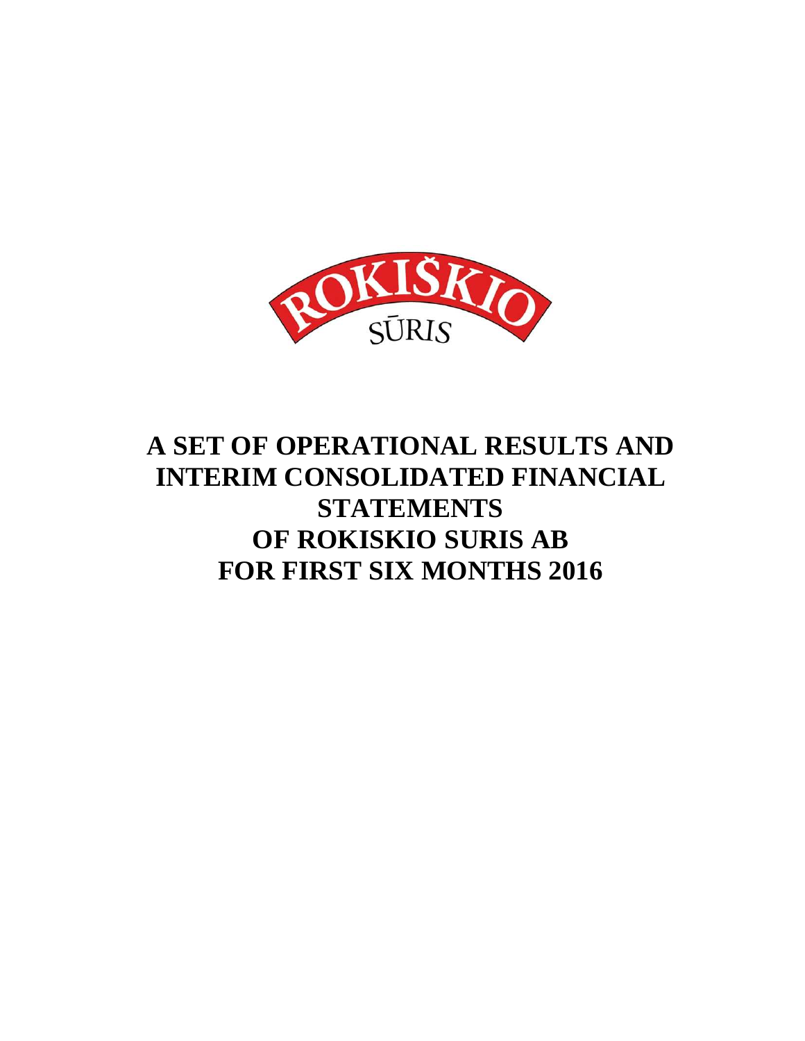# A SET OF OPERATIONAL RESULTS AND INTERIM CONSOLIDATED FINANCIAL STATEMENTS OF ROKISKIO SURIS AB FOR FIRST SIX MONTHS 2016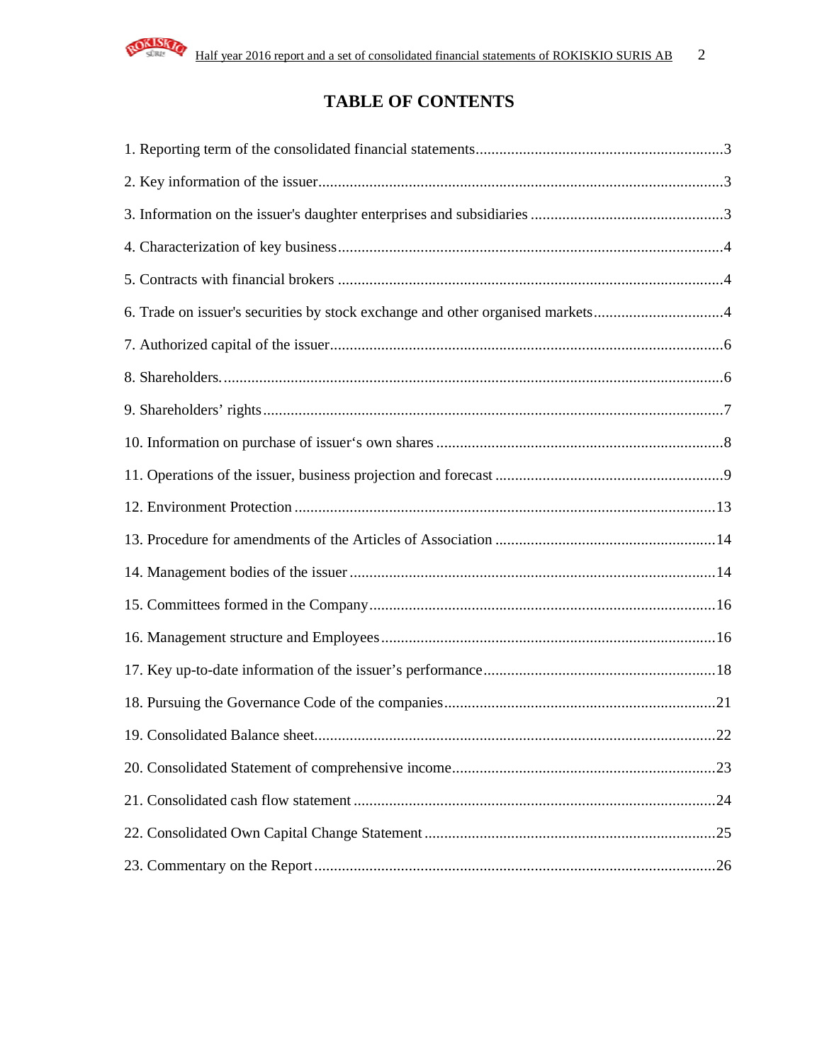# TABLE OF CONTENTS

1. Reporting term of the consolidated financial statements ............ 3
2. Key information of the issuer ............ 3
3. Information on the issuer's daughter enterprises and subsidiaries ............ 3
4. Characterization of key business ............ 4
5. Contracts with financial brokers ............ 4
6. Trade on issuer's securities by stock exchange and other organised markets ............ 4
7. Authorized capital of the issuer ............ 6
8. Shareholders. ............ 6
9. Shareholders' rights ............ 7
10. Information on purchase of issuer‘s own shares ............ 8
11. Operations of the issuer, business projection and forecast ............ 9
12. Environment Protection ............ 13
13. Procedure for amendments of the Articles of Association ............ 14
14. Management bodies of the issuer ............ 14
15. Committees formed in the Company ............ 16
16. Management structure and Employees ............ 16
17. Key up-to-date information of the issuer's performance ............ 18
18. Pursuing the Governance Code of the companies ............ 21
19. Consolidated Balance sheet ............ 22
20. Consolidated Statement of comprehensive income ............ 23
21. Consolidated cash flow statement ............ 24
22. Consolidated Own Capital Change Statement ............ 25
23. Commentary on the Report ............ 26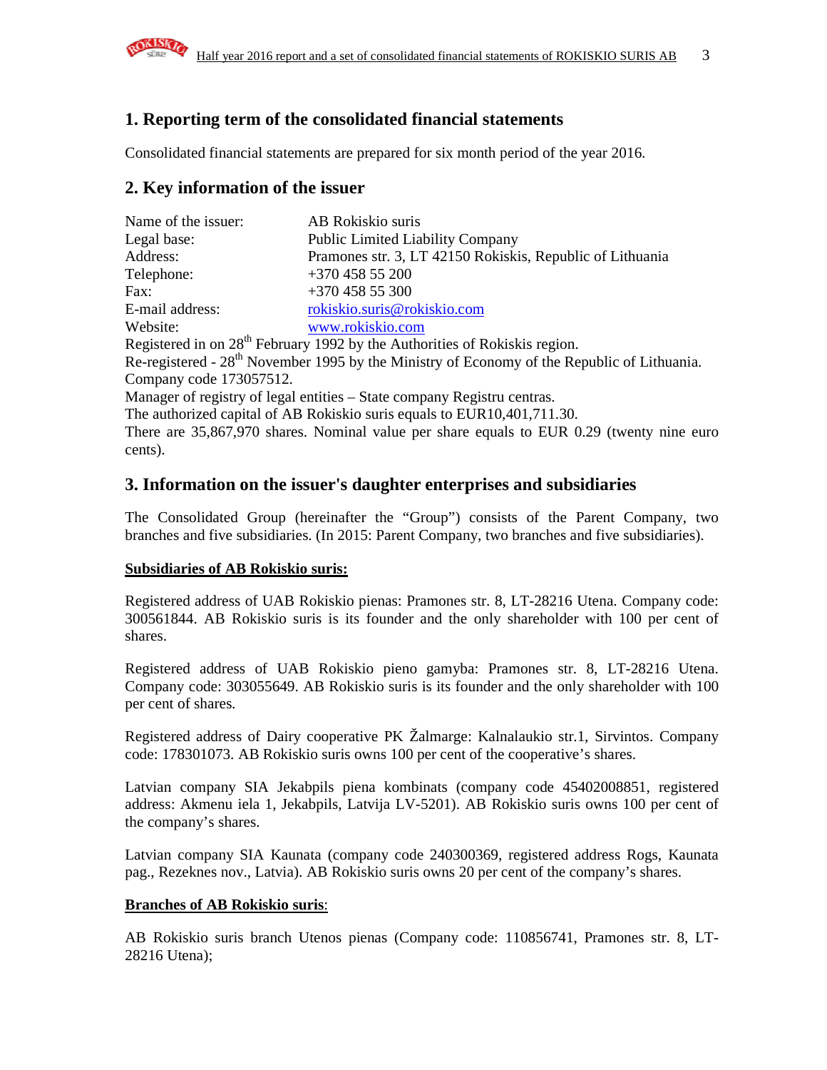## 1. Reporting term of the consolidated financial statements

Consolidated financial statements are prepared for six month period of the year 2016.

## 2. Key information of the issuer

| | |
|---|---|
| Name of the issuer: | AB Rokiskio suris |
| Legal base: | Public Limited Liability Company |
| Address: | Pramones str. 3, LT 42150 Rokiskis, Republic of Lithuania |
| Telephone: | +370 458 55 200 |
| Fax: | +370 458 55 300 |
| E-mail address: | rokiskio.suris@rokiskio.com |
| Website: | www.rokiskio.com |

Registered in on 28th February 1992 by the Authorities of Rokiskis region.
Re-registered - 28th November 1995 by the Ministry of Economy of the Republic of Lithuania.
Company code 173057512.
Manager of registry of legal entities – State company Registru centras.
The authorized capital of AB Rokiskio suris equals to EUR10,401,711.30.
There are 35,867,970 shares. Nominal value per share equals to EUR 0.29 (twenty nine euro cents).

## 3. Information on the issuer's daughter enterprises and subsidiaries

The Consolidated Group (hereinafter the "Group") consists of the Parent Company, two branches and five subsidiaries. (In 2015: Parent Company, two branches and five subsidiaries).

**Subsidiaries of AB Rokiskio suris:**

Registered address of UAB Rokiskio pienas: Pramones str. 8, LT-28216 Utena. Company code: 300561844. AB Rokiskio suris is its founder and the only shareholder with 100 per cent of shares.

Registered address of UAB Rokiskio pieno gamyba: Pramones str. 8, LT-28216 Utena. Company code: 303055649. AB Rokiskio suris is its founder and the only shareholder with 100 per cent of shares.

Registered address of Dairy cooperative PK Žalmarge: Kalnalaukio str.1, Sirvintos. Company code: 178301073. AB Rokiskio suris owns 100 per cent of the cooperative's shares.

Latvian company SIA Jekabpils piena kombinats (company code 45402008851, registered address: Akmenu iela 1, Jekabpils, Latvija LV-5201). AB Rokiskio suris owns 100 per cent of the company's shares.

Latvian company SIA Kaunata (company code 240300369, registered address Rogs, Kaunata pag., Rezeknes nov., Latvia). AB Rokiskio suris owns 20 per cent of the company's shares.

**Branches of AB Rokiskio suris**:

AB Rokiskio suris branch Utenos pienas (Company code: 110856741, Pramones str. 8, LT-28216 Utena);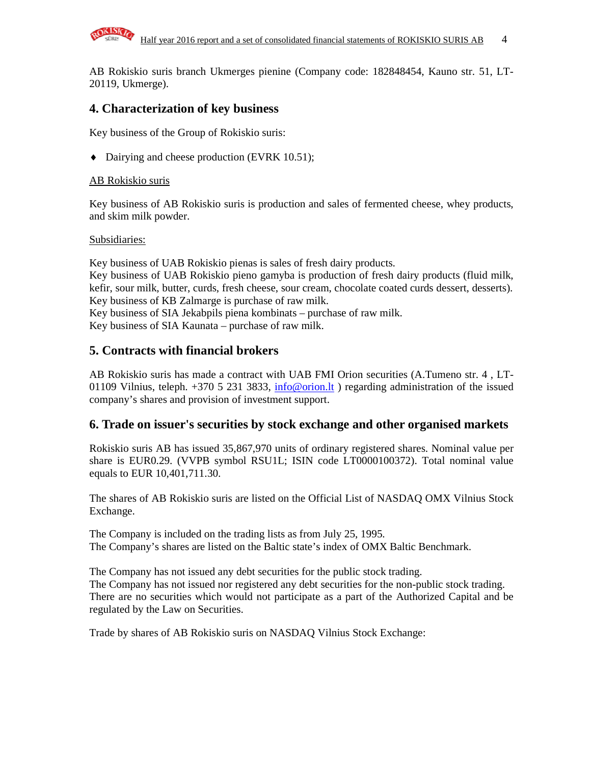AB Rokiskio suris branch Ukmerges pienine (Company code: 182848454, Kauno str. 51, LT-20119, Ukmerge).

## 4. Characterization of key business

Key business of the Group of Rokiskio suris:

- Dairying and cheese production (EVRK 10.51);

AB Rokiskio suris

Key business of AB Rokiskio suris is production and sales of fermented cheese, whey products, and skim milk powder.

Subsidiaries:

Key business of UAB Rokiskio pienas is sales of fresh dairy products.
Key business of UAB Rokiskio pieno gamyba is production of fresh dairy products (fluid milk, kefir, sour milk, butter, curds, fresh cheese, sour cream, chocolate coated curds dessert, desserts).
Key business of KB Zalmarge is purchase of raw milk.
Key business of SIA Jekabpils piena kombinats – purchase of raw milk.
Key business of SIA Kaunata – purchase of raw milk.

## 5. Contracts with financial brokers

AB Rokiskio suris has made a contract with UAB FMI Orion securities (A.Tumeno str. 4 , LT-01109 Vilnius, teleph. +370 5 231 3833, info@orion.lt ) regarding administration of the issued company's shares and provision of investment support.

## 6. Trade on issuer's securities by stock exchange and other organised markets

Rokiskio suris AB has issued 35,867,970 units of ordinary registered shares. Nominal value per share is EUR0.29. (VVPB symbol RSU1L; ISIN code LT0000100372). Total nominal value equals to EUR 10,401,711.30.

The shares of AB Rokiskio suris are listed on the Official List of NASDAQ OMX Vilnius Stock Exchange.

The Company is included on the trading lists as from July 25, 1995.
The Company's shares are listed on the Baltic state's index of OMX Baltic Benchmark.

The Company has not issued any debt securities for the public stock trading.
The Company has not issued nor registered any debt securities for the non-public stock trading.
There are no securities which would not participate as a part of the Authorized Capital and be regulated by the Law on Securities.

Trade by shares of AB Rokiskio suris on NASDAQ Vilnius Stock Exchange: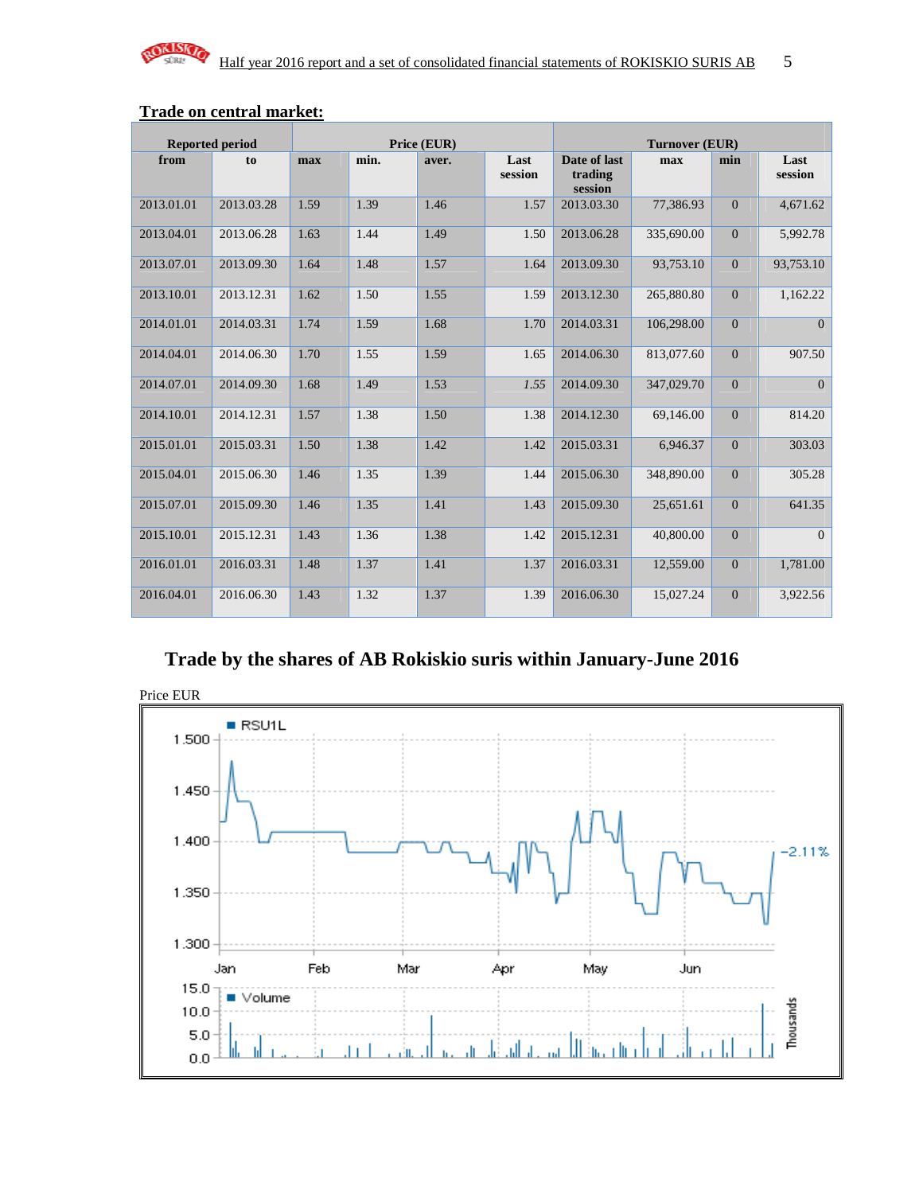## Trade on central market:

| Reported period | | Price (EUR) | | | | Turnover (EUR) | | | |
|---|---|---|---|---|---|---|---|---|---|
| from | to | max | min. | aver. | Last session | Date of last trading session | max | min | Last session |
| 2013.01.01 | 2013.03.28 | 1.59 | 1.39 | 1.46 | 1.57 | 2013.03.30 | 77,386.93 | 0 | 4,671.62 |
| 2013.04.01 | 2013.06.28 | 1.63 | 1.44 | 1.49 | 1.50 | 2013.06.28 | 335,690.00 | 0 | 5,992.78 |
| 2013.07.01 | 2013.09.30 | 1.64 | 1.48 | 1.57 | 1.64 | 2013.09.30 | 93,753.10 | 0 | 93,753.10 |
| 2013.10.01 | 2013.12.31 | 1.62 | 1.50 | 1.55 | 1.59 | 2013.12.30 | 265,880.80 | 0 | 1,162.22 |
| 2014.01.01 | 2014.03.31 | 1.74 | 1.59 | 1.68 | 1.70 | 2014.03.31 | 106,298.00 | 0 | 0 |
| 2014.04.01 | 2014.06.30 | 1.70 | 1.55 | 1.59 | 1.65 | 2014.06.30 | 813,077.60 | 0 | 907.50 |
| 2014.07.01 | 2014.09.30 | 1.68 | 1.49 | 1.53 | *1.55* | 2014.09.30 | 347,029.70 | 0 | 0 |
| 2014.10.01 | 2014.12.31 | 1.57 | 1.38 | 1.50 | 1.38 | 2014.12.30 | 69,146.00 | 0 | 814.20 |
| 2015.01.01 | 2015.03.31 | 1.50 | 1.38 | 1.42 | 1.42 | 2015.03.31 | 6,946.37 | 0 | 303.03 |
| 2015.04.01 | 2015.06.30 | 1.46 | 1.35 | 1.39 | 1.44 | 2015.06.30 | 348,890.00 | 0 | 305.28 |
| 2015.07.01 | 2015.09.30 | 1.46 | 1.35 | 1.41 | 1.43 | 2015.09.30 | 25,651.61 | 0 | 641.35 |
| 2015.10.01 | 2015.12.31 | 1.43 | 1.36 | 1.38 | 1.42 | 2015.12.31 | 40,800.00 | 0 | 0 |
| 2016.01.01 | 2016.03.31 | 1.48 | 1.37 | 1.41 | 1.37 | 2016.03.31 | 12,559.00 | 0 | 1,781.00 |
| 2016.04.01 | 2016.06.30 | 1.43 | 1.32 | 1.37 | 1.39 | 2016.06.30 | 15,027.24 | 0 | 3,922.56 |

## Trade by the shares of AB Rokiskio suris within January-June 2016

Price EUR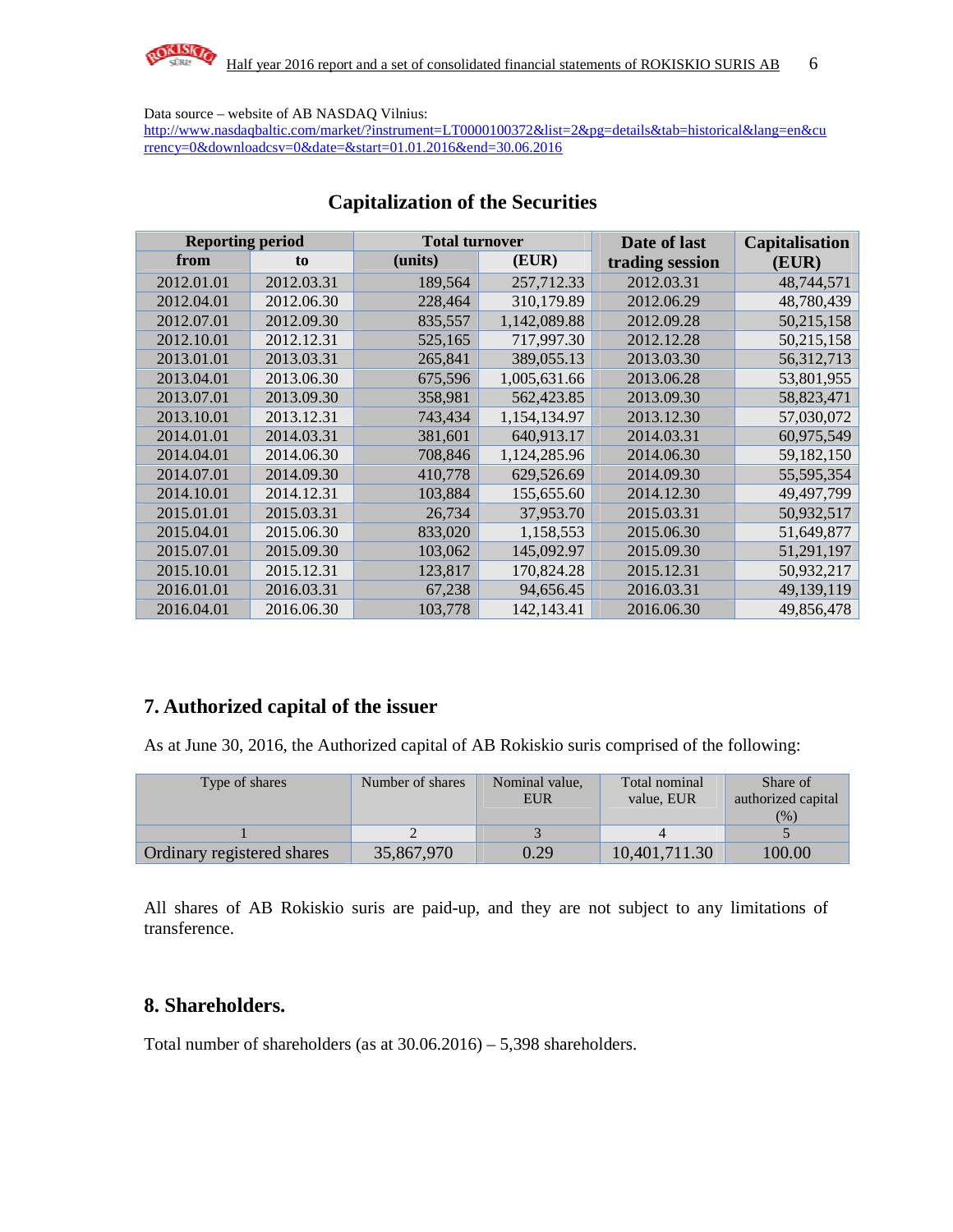Data source – website of AB NASDAQ Vilnius:
http://www.nasdaqbaltic.com/market/?instrument=LT0000100372&list=2&pg=details&tab=historical&lang=en&currency=0&downloadcsv=0&date=&start=01.01.2016&end=30.06.2016

## Capitalization of the Securities

| Reporting period | | Total turnover | | Date of last trading session | Capitalisation (EUR) |
|---|---|---|---|---|---|
| from | to | (units) | (EUR) | | |
| 2012.01.01 | 2012.03.31 | 189,564 | 257,712.33 | 2012.03.31 | 48,744,571 |
| 2012.04.01 | 2012.06.30 | 228,464 | 310,179.89 | 2012.06.29 | 48,780,439 |
| 2012.07.01 | 2012.09.30 | 835,557 | 1,142,089.88 | 2012.09.28 | 50,215,158 |
| 2012.10.01 | 2012.12.31 | 525,165 | 717,997.30 | 2012.12.28 | 50,215,158 |
| 2013.01.01 | 2013.03.31 | 265,841 | 389,055.13 | 2013.03.30 | 56,312,713 |
| 2013.04.01 | 2013.06.30 | 675,596 | 1,005,631.66 | 2013.06.28 | 53,801,955 |
| 2013.07.01 | 2013.09.30 | 358,981 | 562,423.85 | 2013.09.30 | 58,823,471 |
| 2013.10.01 | 2013.12.31 | 743,434 | 1,154,134.97 | 2013.12.30 | 57,030,072 |
| 2014.01.01 | 2014.03.31 | 381,601 | 640,913.17 | 2014.03.31 | 60,975,549 |
| 2014.04.01 | 2014.06.30 | 708,846 | 1,124,285.96 | 2014.06.30 | 59,182,150 |
| 2014.07.01 | 2014.09.30 | 410,778 | 629,526.69 | 2014.09.30 | 55,595,354 |
| 2014.10.01 | 2014.12.31 | 103,884 | 155,655.60 | 2014.12.30 | 49,497,799 |
| 2015.01.01 | 2015.03.31 | 26,734 | 37,953.70 | 2015.03.31 | 50,932,517 |
| 2015.04.01 | 2015.06.30 | 833,020 | 1,158,553 | 2015.06.30 | 51,649,877 |
| 2015.07.01 | 2015.09.30 | 103,062 | 145,092.97 | 2015.09.30 | 51,291,197 |
| 2015.10.01 | 2015.12.31 | 123,817 | 170,824.28 | 2015.12.31 | 50,932,217 |
| 2016.01.01 | 2016.03.31 | 67,238 | 94,656.45 | 2016.03.31 | 49,139,119 |
| 2016.04.01 | 2016.06.30 | 103,778 | 142,143.41 | 2016.06.30 | 49,856,478 |

## 7. Authorized capital of the issuer

As at June 30, 2016, the Authorized capital of AB Rokiskio suris comprised of the following:

| Type of shares | Number of shares | Nominal value, EUR | Total nominal value, EUR | Share of authorized capital (%) |
|---|---|---|---|---|
| 1 | 2 | 3 | 4 | 5 |
| Ordinary registered shares | 35,867,970 | 0.29 | 10,401,711.30 | 100.00 |

All shares of AB Rokiskio suris are paid-up, and they are not subject to any limitations of transference.

## 8. Shareholders.

Total number of shareholders (as at 30.06.2016) – 5,398 shareholders.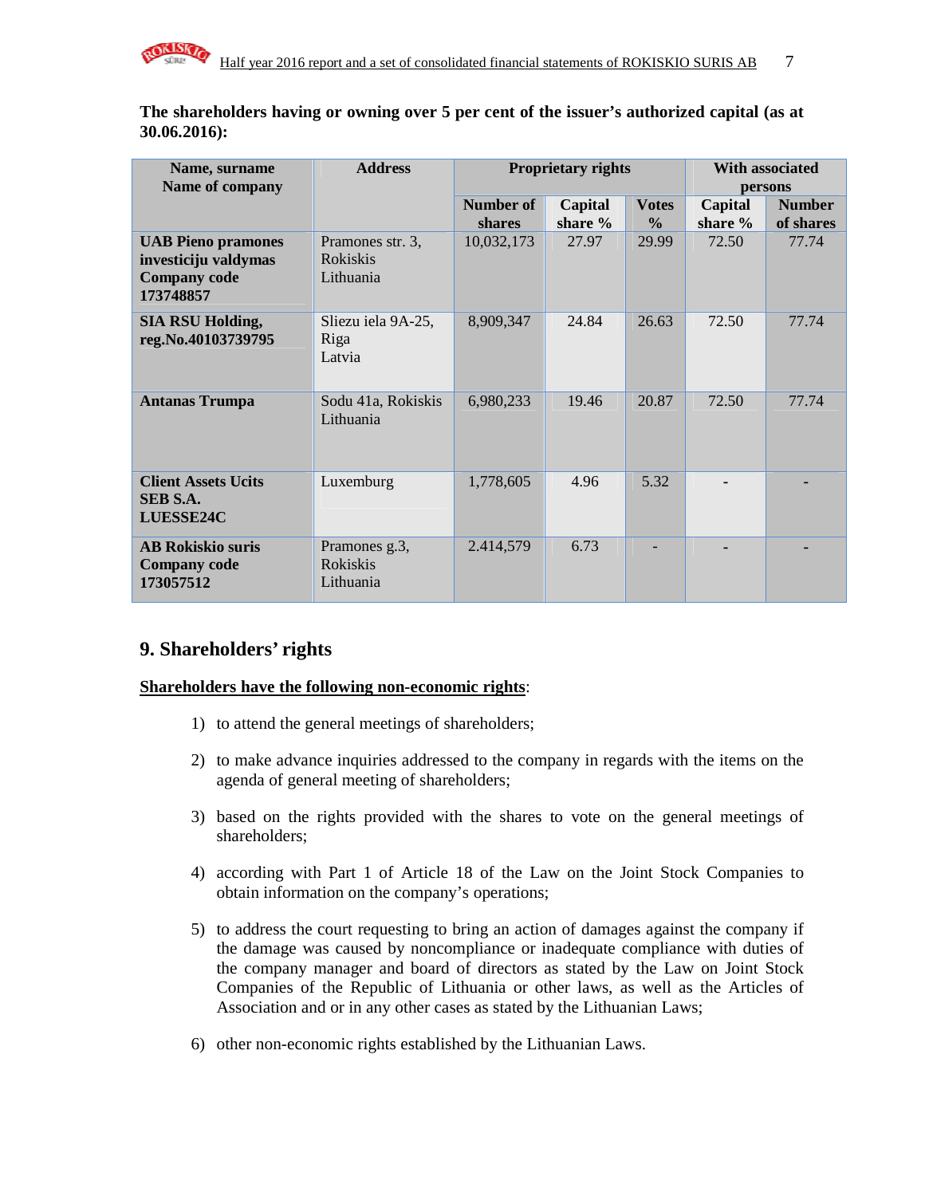**The shareholders having or owning over 5 per cent of the issuer's authorized capital (as at 30.06.2016):**

| Name, surname Name of company | Address | Proprietary rights | | | With associated persons | |
|---|---|---|---|---|---|---|
| | | Number of shares | Capital share % | Votes % | Capital share % | Number of shares |
| **UAB Pieno pramones investiciju valdymas Company code 173748857** | Pramones str. 3, Rokiskis Lithuania | 10,032,173 | 27.97 | 29.99 | 72.50 | 77.74 |
| **SIA RSU Holding, reg.No.40103739795** | Sliezu iela 9A-25, Riga Latvia | 8,909,347 | 24.84 | 26.63 | 72.50 | 77.74 |
| **Antanas Trumpa** | Sodu 41a, Rokiskis Lithuania | 6,980,233 | 19.46 | 20.87 | 72.50 | 77.74 |
| **Client Assets Ucits SEB S.A. LUESSE24C** | Luxemburg | 1,778,605 | 4.96 | 5.32 | - | - |
| **AB Rokiskio suris Company code 173057512** | Pramones g.3, Rokiskis Lithuania | 2.414,579 | 6.73 | - | - | - |

## 9. Shareholders' rights

**Shareholders have the following non-economic rights**:

1) to attend the general meetings of shareholders;
2) to make advance inquiries addressed to the company in regards with the items on the agenda of general meeting of shareholders;
3) based on the rights provided with the shares to vote on the general meetings of shareholders;
4) according with Part 1 of Article 18 of the Law on the Joint Stock Companies to obtain information on the company's operations;
5) to address the court requesting to bring an action of damages against the company if the damage was caused by noncompliance or inadequate compliance with duties of the company manager and board of directors as stated by the Law on Joint Stock Companies of the Republic of Lithuania or other laws, as well as the Articles of Association and or in any other cases as stated by the Lithuanian Laws;
6) other non-economic rights established by the Lithuanian Laws.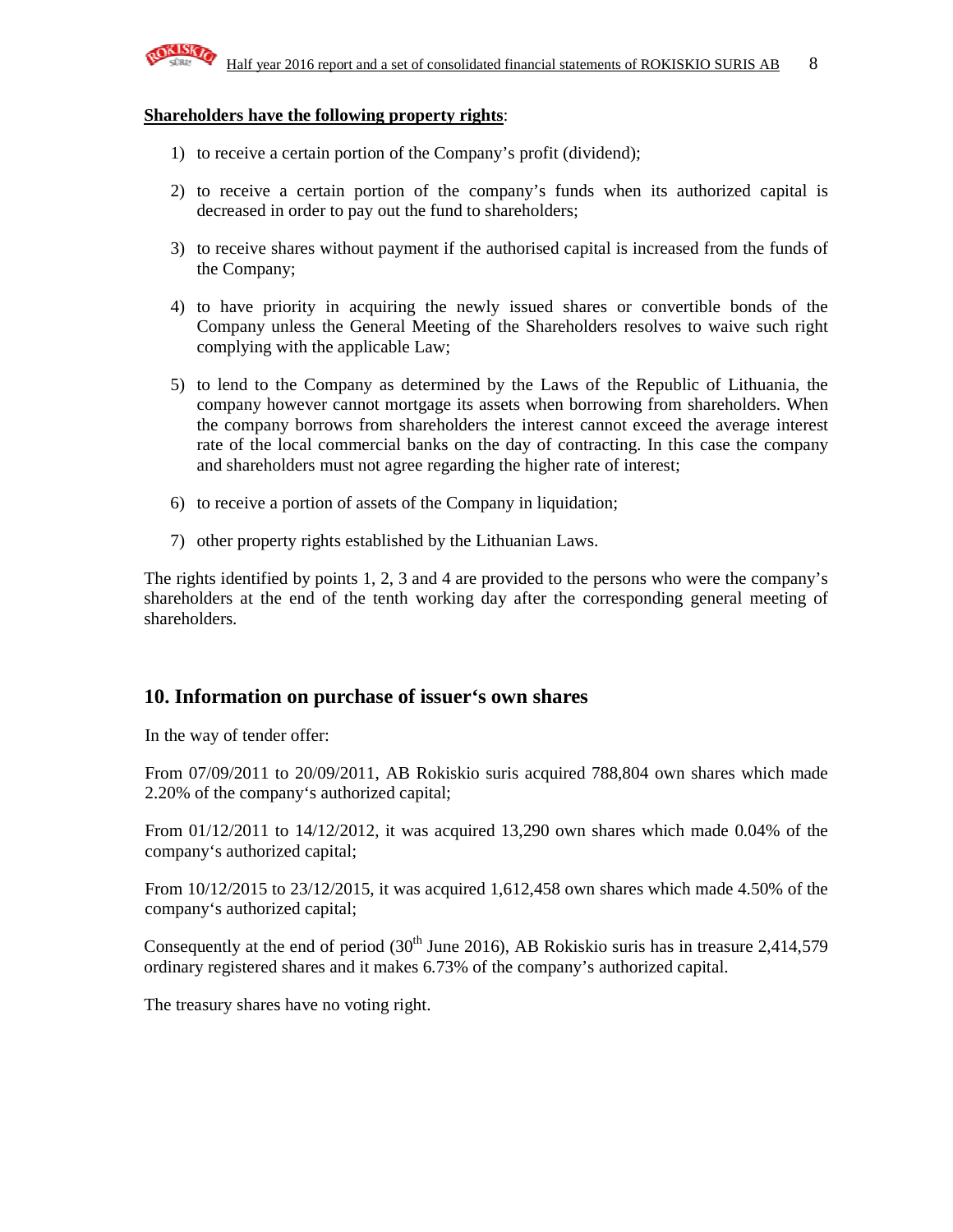**<u>Shareholders have the following property rights</u>**:

1) to receive a certain portion of the Company's profit (dividend);

2) to receive a certain portion of the company's funds when its authorized capital is decreased in order to pay out the fund to shareholders;

3) to receive shares without payment if the authorised capital is increased from the funds of the Company;

4) to have priority in acquiring the newly issued shares or convertible bonds of the Company unless the General Meeting of the Shareholders resolves to waive such right complying with the applicable Law;

5) to lend to the Company as determined by the Laws of the Republic of Lithuania, the company however cannot mortgage its assets when borrowing from shareholders. When the company borrows from shareholders the interest cannot exceed the average interest rate of the local commercial banks on the day of contracting. In this case the company and shareholders must not agree regarding the higher rate of interest;

6) to receive a portion of assets of the Company in liquidation;

7) other property rights established by the Lithuanian Laws.

The rights identified by points 1, 2, 3 and 4 are provided to the persons who were the company's shareholders at the end of the tenth working day after the corresponding general meeting of shareholders.

## 10. Information on purchase of issuer's own shares

In the way of tender offer:

From 07/09/2011 to 20/09/2011, AB Rokiskio suris acquired 788,804 own shares which made 2.20% of the company's authorized capital;

From 01/12/2011 to 14/12/2012, it was acquired 13,290 own shares which made 0.04% of the company's authorized capital;

From 10/12/2015 to 23/12/2015, it was acquired 1,612,458 own shares which made 4.50% of the company's authorized capital;

Consequently at the end of period (30th June 2016), AB Rokiskio suris has in treasure 2,414,579 ordinary registered shares and it makes 6.73% of the company's authorized capital.

The treasury shares have no voting right.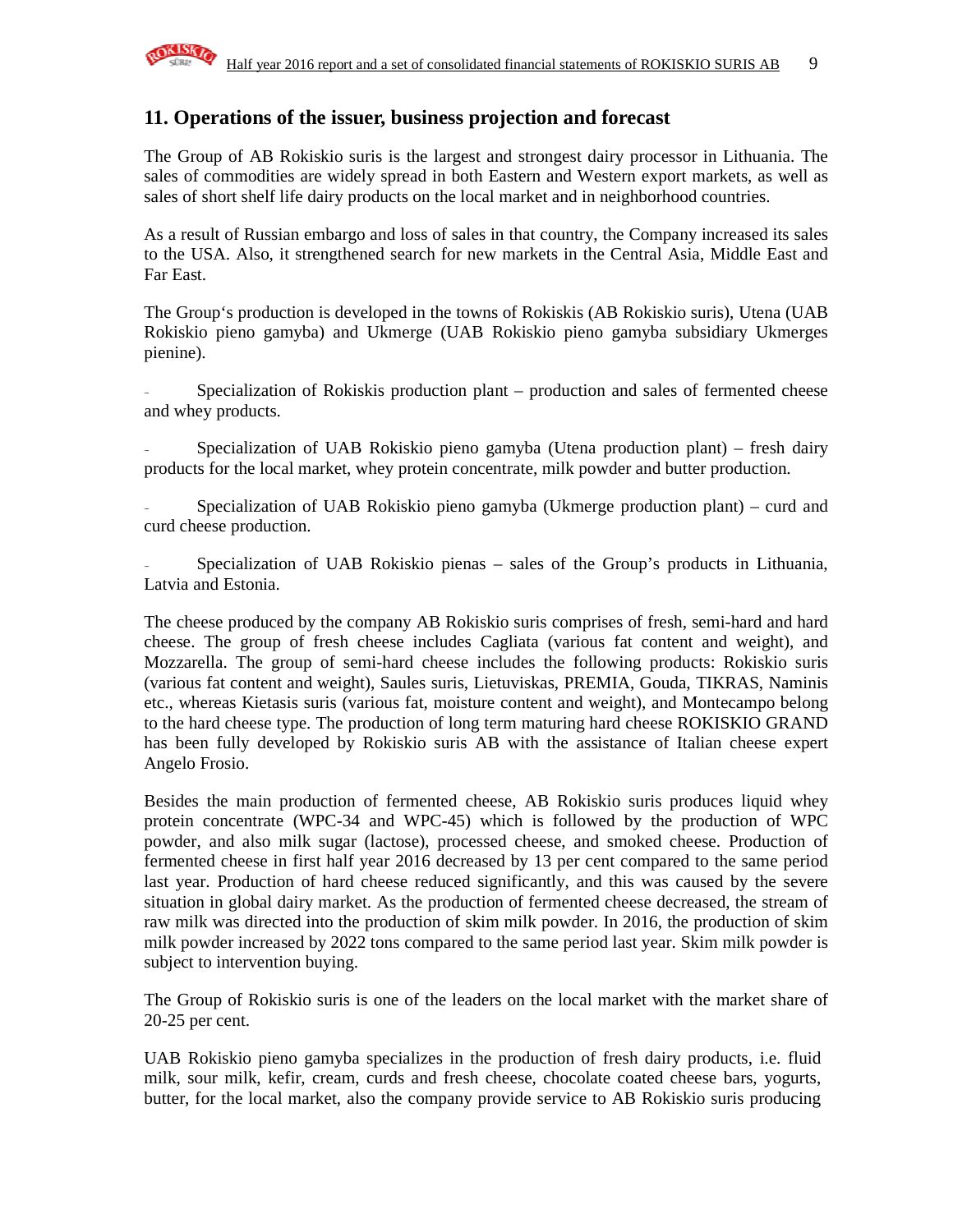## 11. Operations of the issuer, business projection and forecast

The Group of AB Rokiskio suris is the largest and strongest dairy processor in Lithuania. The sales of commodities are widely spread in both Eastern and Western export markets, as well as sales of short shelf life dairy products on the local market and in neighborhood countries.

As a result of Russian embargo and loss of sales in that country, the Company increased its sales to the USA. Also, it strengthened search for new markets in the Central Asia, Middle East and Far East.

The Group's production is developed in the towns of Rokiskis (AB Rokiskio suris), Utena (UAB Rokiskio pieno gamyba) and Ukmerge (UAB Rokiskio pieno gamyba subsidiary Ukmerges pienine).

- Specialization of Rokiskis production plant – production and sales of fermented cheese and whey products.

- Specialization of UAB Rokiskio pieno gamyba (Utena production plant) – fresh dairy products for the local market, whey protein concentrate, milk powder and butter production.

- Specialization of UAB Rokiskio pieno gamyba (Ukmerge production plant) – curd and curd cheese production.

- Specialization of UAB Rokiskio pienas – sales of the Group's products in Lithuania, Latvia and Estonia.

The cheese produced by the company AB Rokiskio suris comprises of fresh, semi-hard and hard cheese. The group of fresh cheese includes Cagliata (various fat content and weight), and Mozzarella. The group of semi-hard cheese includes the following products: Rokiskio suris (various fat content and weight), Saules suris, Lietuviskas, PREMIA, Gouda, TIKRAS, Naminis etc., whereas Kietasis suris (various fat, moisture content and weight), and Montecampo belong to the hard cheese type. The production of long term maturing hard cheese ROKISKIO GRAND has been fully developed by Rokiskio suris AB with the assistance of Italian cheese expert Angelo Frosio.

Besides the main production of fermented cheese, AB Rokiskio suris produces liquid whey protein concentrate (WPC-34 and WPC-45) which is followed by the production of WPC powder, and also milk sugar (lactose), processed cheese, and smoked cheese. Production of fermented cheese in first half year 2016 decreased by 13 per cent compared to the same period last year. Production of hard cheese reduced significantly, and this was caused by the severe situation in global dairy market. As the production of fermented cheese decreased, the stream of raw milk was directed into the production of skim milk powder. In 2016, the production of skim milk powder increased by 2022 tons compared to the same period last year. Skim milk powder is subject to intervention buying.

The Group of Rokiskio suris is one of the leaders on the local market with the market share of 20-25 per cent.

UAB Rokiskio pieno gamyba specializes in the production of fresh dairy products, i.e. fluid milk, sour milk, kefir, cream, curds and fresh cheese, chocolate coated cheese bars, yogurts, butter, for the local market, also the company provide service to AB Rokiskio suris producing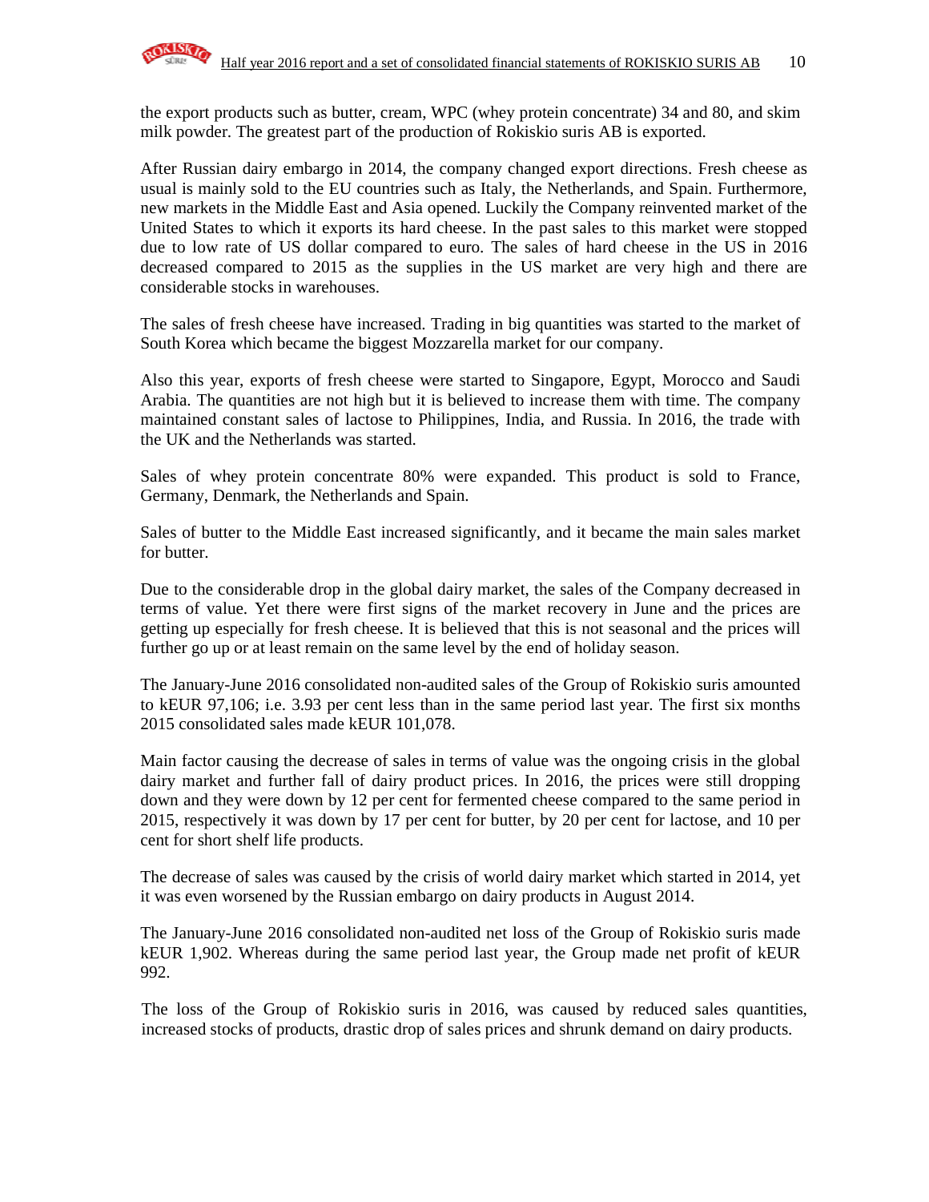the export products such as butter, cream, WPC (whey protein concentrate) 34 and 80, and skim milk powder. The greatest part of the production of Rokiskio suris AB is exported.

After Russian dairy embargo in 2014, the company changed export directions. Fresh cheese as usual is mainly sold to the EU countries such as Italy, the Netherlands, and Spain. Furthermore, new markets in the Middle East and Asia opened. Luckily the Company reinvented market of the United States to which it exports its hard cheese. In the past sales to this market were stopped due to low rate of US dollar compared to euro. The sales of hard cheese in the US in 2016 decreased compared to 2015 as the supplies in the US market are very high and there are considerable stocks in warehouses.

The sales of fresh cheese have increased. Trading in big quantities was started to the market of South Korea which became the biggest Mozzarella market for our company.

Also this year, exports of fresh cheese were started to Singapore, Egypt, Morocco and Saudi Arabia. The quantities are not high but it is believed to increase them with time. The company maintained constant sales of lactose to Philippines, India, and Russia. In 2016, the trade with the UK and the Netherlands was started.

Sales of whey protein concentrate 80% were expanded. This product is sold to France, Germany, Denmark, the Netherlands and Spain.

Sales of butter to the Middle East increased significantly, and it became the main sales market for butter.

Due to the considerable drop in the global dairy market, the sales of the Company decreased in terms of value. Yet there were first signs of the market recovery in June and the prices are getting up especially for fresh cheese. It is believed that this is not seasonal and the prices will further go up or at least remain on the same level by the end of holiday season.

The January-June 2016 consolidated non-audited sales of the Group of Rokiskio suris amounted to kEUR 97,106; i.e. 3.93 per cent less than in the same period last year. The first six months 2015 consolidated sales made kEUR 101,078.

Main factor causing the decrease of sales in terms of value was the ongoing crisis in the global dairy market and further fall of dairy product prices. In 2016, the prices were still dropping down and they were down by 12 per cent for fermented cheese compared to the same period in 2015, respectively it was down by 17 per cent for butter, by 20 per cent for lactose, and 10 per cent for short shelf life products.

The decrease of sales was caused by the crisis of world dairy market which started in 2014, yet it was even worsened by the Russian embargo on dairy products in August 2014.

The January-June 2016 consolidated non-audited net loss of the Group of Rokiskio suris made kEUR 1,902. Whereas during the same period last year, the Group made net profit of kEUR 992.

The loss of the Group of Rokiskio suris in 2016, was caused by reduced sales quantities, increased stocks of products, drastic drop of sales prices and shrunk demand on dairy products.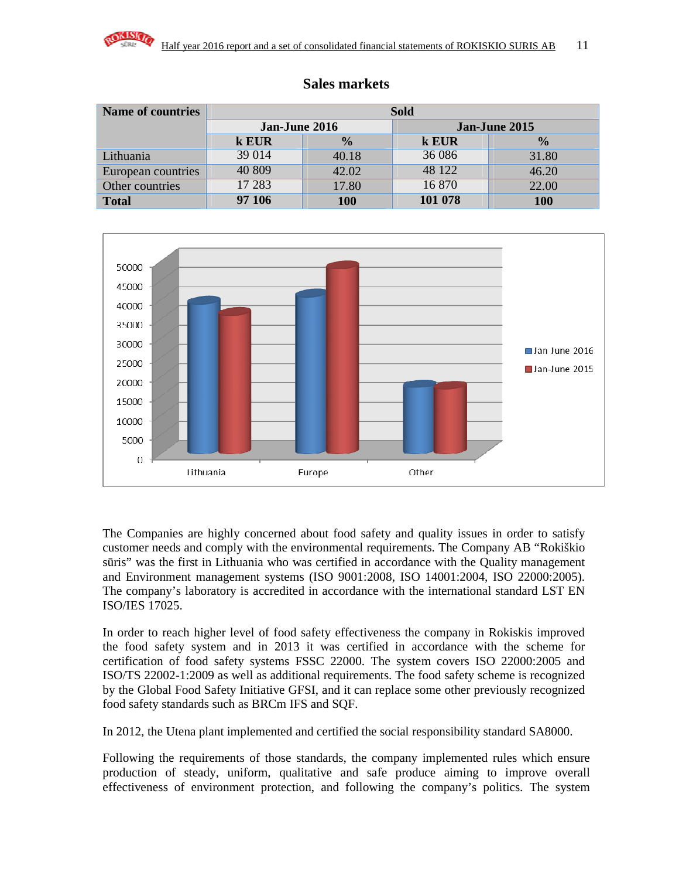## Sales markets

| Name of countries | Sold | | | |
|---|---|---|---|---|
| | Jan-June 2016 | | Jan-June 2015 | |
| | k EUR | % | k EUR | % |
| Lithuania | 39 014 | 40.18 | 36 086 | 31.80 |
| European countries | 40 809 | 42.02 | 48 122 | 46.20 |
| Other countries | 17 283 | 17.80 | 16 870 | 22.00 |
| **Total** | **97 106** | **100** | **101 078** | **100** |

The Companies are highly concerned about food safety and quality issues in order to satisfy customer needs and comply with the environmental requirements. The Company AB "Rokiškio sūris" was the first in Lithuania who was certified in accordance with the Quality management and Environment management systems (ISO 9001:2008, ISO 14001:2004, ISO 22000:2005). The company's laboratory is accredited in accordance with the international standard LST EN ISO/IES 17025.

In order to reach higher level of food safety effectiveness the company in Rokiskis improved the food safety system and in 2013 it was certified in accordance with the scheme for certification of food safety systems FSSC 22000. The system covers ISO 22000:2005 and ISO/TS 22002-1:2009 as well as additional requirements. The food safety scheme is recognized by the Global Food Safety Initiative GFSI, and it can replace some other previously recognized food safety standards such as BRCm IFS and SQF.

In 2012, the Utena plant implemented and certified the social responsibility standard SA8000.

Following the requirements of those standards, the company implemented rules which ensure production of steady, uniform, qualitative and safe produce aiming to improve overall effectiveness of environment protection, and following the company's politics. The system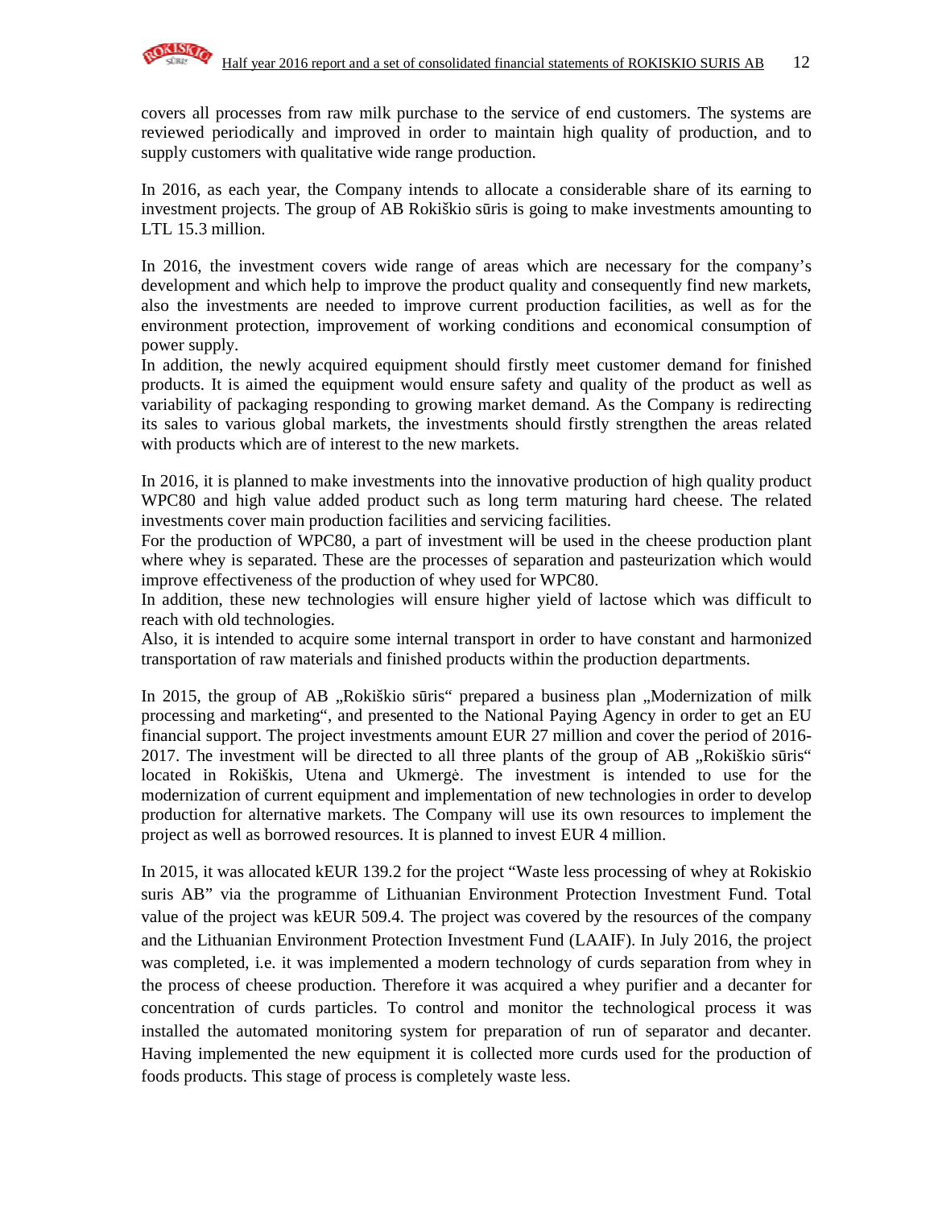covers all processes from raw milk purchase to the service of end customers. The systems are reviewed periodically and improved in order to maintain high quality of production, and to supply customers with qualitative wide range production.

In 2016, as each year, the Company intends to allocate a considerable share of its earning to investment projects. The group of AB Rokiškio sūris is going to make investments amounting to LTL 15.3 million.

In 2016, the investment covers wide range of areas which are necessary for the company's development and which help to improve the product quality and consequently find new markets, also the investments are needed to improve current production facilities, as well as for the environment protection, improvement of working conditions and economical consumption of power supply.
In addition, the newly acquired equipment should firstly meet customer demand for finished products. It is aimed the equipment would ensure safety and quality of the product as well as variability of packaging responding to growing market demand. As the Company is redirecting its sales to various global markets, the investments should firstly strengthen the areas related with products which are of interest to the new markets.

In 2016, it is planned to make investments into the innovative production of high quality product WPC80 and high value added product such as long term maturing hard cheese. The related investments cover main production facilities and servicing facilities.
For the production of WPC80, a part of investment will be used in the cheese production plant where whey is separated. These are the processes of separation and pasteurization which would improve effectiveness of the production of whey used for WPC80.
In addition, these new technologies will ensure higher yield of lactose which was difficult to reach with old technologies.
Also, it is intended to acquire some internal transport in order to have constant and harmonized transportation of raw materials and finished products within the production departments.

In 2015, the group of AB „Rokiškio sūris“ prepared a business plan „Modernization of milk processing and marketing“, and presented to the National Paying Agency in order to get an EU financial support. The project investments amount EUR 27 million and cover the period of 2016-2017. The investment will be directed to all three plants of the group of AB „Rokiškio sūris“ located in Rokiškis, Utena and Ukmergė. The investment is intended to use for the modernization of current equipment and implementation of new technologies in order to develop production for alternative markets. The Company will use its own resources to implement the project as well as borrowed resources. It is planned to invest EUR 4 million.

In 2015, it was allocated kEUR 139.2 for the project "Waste less processing of whey at Rokiskio suris AB" via the programme of Lithuanian Environment Protection Investment Fund. Total value of the project was kEUR 509.4. The project was covered by the resources of the company and the Lithuanian Environment Protection Investment Fund (LAAIF). In July 2016, the project was completed, i.e. it was implemented a modern technology of curds separation from whey in the process of cheese production. Therefore it was acquired a whey purifier and a decanter for concentration of curds particles. To control and monitor the technological process it was installed the automated monitoring system for preparation of run of separator and decanter. Having implemented the new equipment it is collected more curds used for the production of foods products. This stage of process is completely waste less.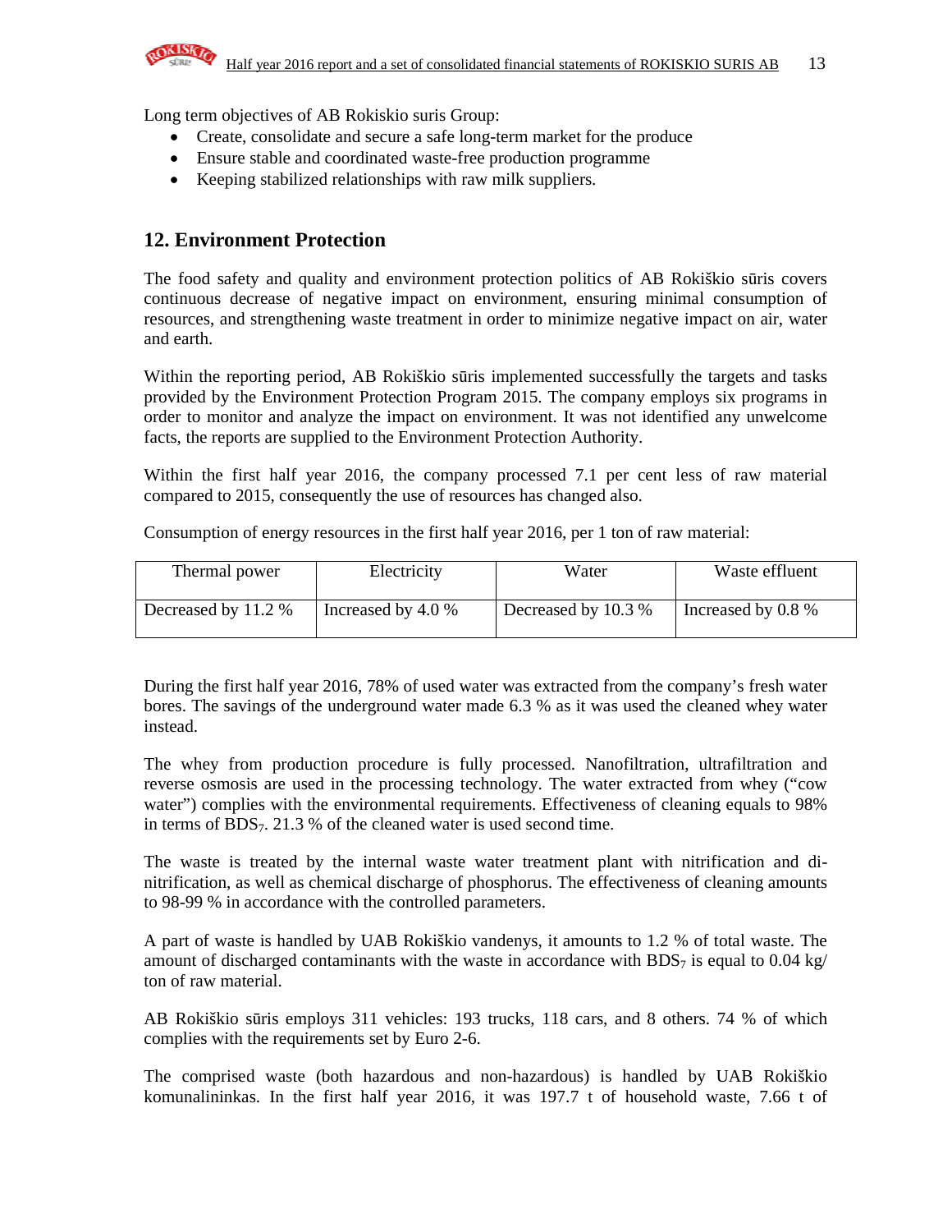Long term objectives of AB Rokiskio suris Group:

- Create, consolidate and secure a safe long-term market for the produce
- Ensure stable and coordinated waste-free production programme
- Keeping stabilized relationships with raw milk suppliers.

## 12. Environment Protection

The food safety and quality and environment protection politics of AB Rokiškio sūris covers continuous decrease of negative impact on environment, ensuring minimal consumption of resources, and strengthening waste treatment in order to minimize negative impact on air, water and earth.

Within the reporting period, AB Rokiškio sūris implemented successfully the targets and tasks provided by the Environment Protection Program 2015. The company employs six programs in order to monitor and analyze the impact on environment. It was not identified any unwelcome facts, the reports are supplied to the Environment Protection Authority.

Within the first half year 2016, the company processed 7.1 per cent less of raw material compared to 2015, consequently the use of resources has changed also.

Consumption of energy resources in the first half year 2016, per 1 ton of raw material:

| Thermal power | Electricity | Water | Waste effluent |
|---|---|---|---|
| Decreased by 11.2 % | Increased by 4.0 % | Decreased by 10.3 % | Increased by 0.8 % |

During the first half year 2016, 78% of used water was extracted from the company's fresh water bores. The savings of the underground water made 6.3 % as it was used the cleaned whey water instead.

The whey from production procedure is fully processed. Nanofiltration, ultrafiltration and reverse osmosis are used in the processing technology. The water extracted from whey ("cow water") complies with the environmental requirements. Effectiveness of cleaning equals to 98% in terms of $BDS_7$. 21.3 % of the cleaned water is used second time.

The waste is treated by the internal waste water treatment plant with nitrification and di-nitrification, as well as chemical discharge of phosphorus. The effectiveness of cleaning amounts to 98-99 % in accordance with the controlled parameters.

A part of waste is handled by UAB Rokiškio vandenys, it amounts to 1.2 % of total waste. The amount of discharged contaminants with the waste in accordance with $BDS_7$ is equal to 0.04 kg/ ton of raw material.

AB Rokiškio sūris employs 311 vehicles: 193 trucks, 118 cars, and 8 others. 74 % of which complies with the requirements set by Euro 2-6.

The comprised waste (both hazardous and non-hazardous) is handled by UAB Rokiškio komunalininkas. In the first half year 2016, it was 197.7 t of household waste, 7.66 t of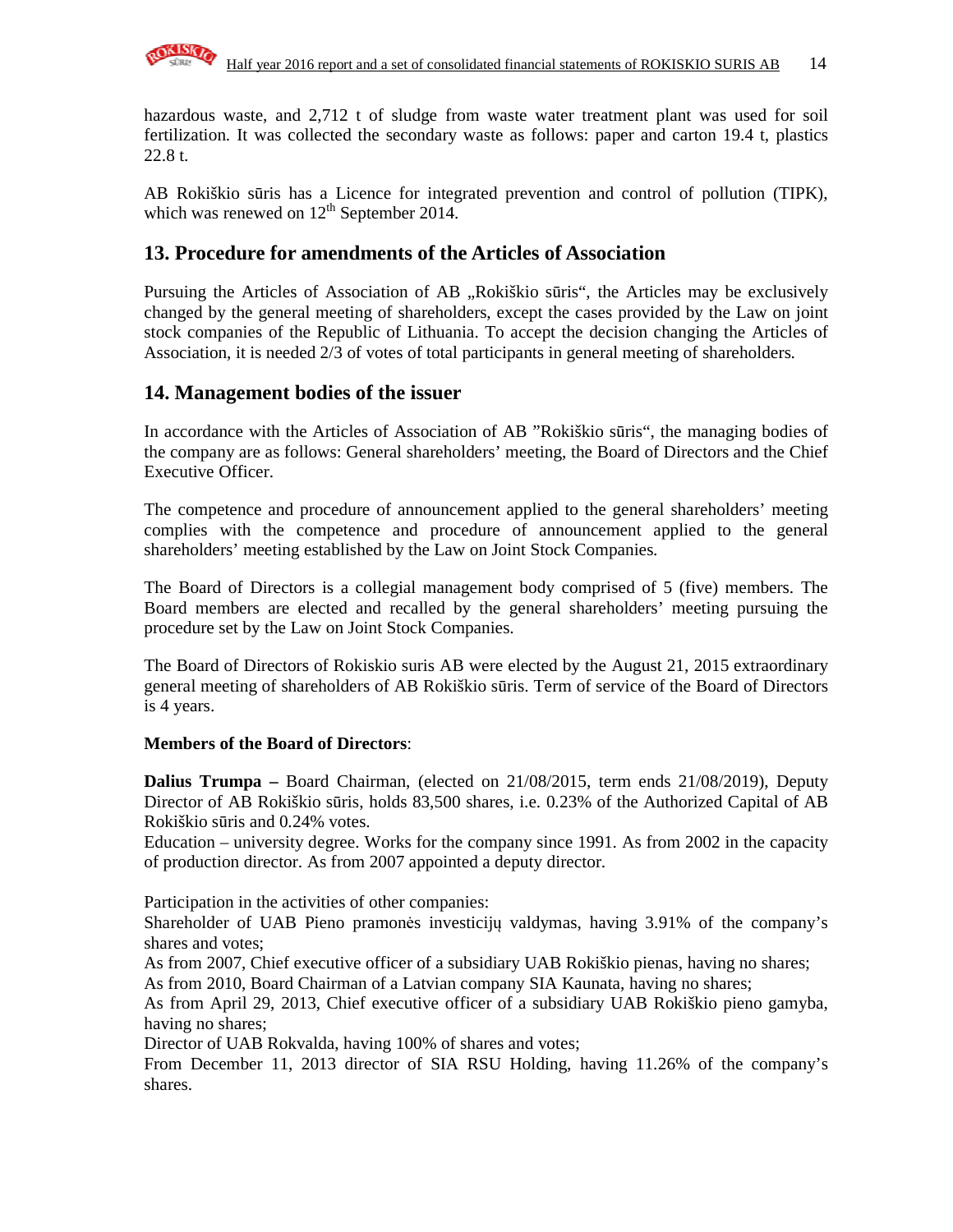hazardous waste, and 2,712 t of sludge from waste water treatment plant was used for soil fertilization. It was collected the secondary waste as follows: paper and carton 19.4 t, plastics 22.8 t.

AB Rokiškio sūris has a Licence for integrated prevention and control of pollution (TIPK), which was renewed on 12th September 2014.

## 13. Procedure for amendments of the Articles of Association

Pursuing the Articles of Association of AB „Rokiškio sūris", the Articles may be exclusively changed by the general meeting of shareholders, except the cases provided by the Law on joint stock companies of the Republic of Lithuania. To accept the decision changing the Articles of Association, it is needed 2/3 of votes of total participants in general meeting of shareholders.

## 14. Management bodies of the issuer

In accordance with the Articles of Association of AB "Rokiškio sūris", the managing bodies of the company are as follows: General shareholders' meeting, the Board of Directors and the Chief Executive Officer.

The competence and procedure of announcement applied to the general shareholders' meeting complies with the competence and procedure of announcement applied to the general shareholders' meeting established by the Law on Joint Stock Companies.

The Board of Directors is a collegial management body comprised of 5 (five) members. The Board members are elected and recalled by the general shareholders' meeting pursuing the procedure set by the Law on Joint Stock Companies.

The Board of Directors of Rokiskio suris AB were elected by the August 21, 2015 extraordinary general meeting of shareholders of AB Rokiškio sūris. Term of service of the Board of Directors is 4 years.

**Members of the Board of Directors**:

**Dalius Trumpa –** Board Chairman, (elected on 21/08/2015, term ends 21/08/2019), Deputy Director of AB Rokiškio sūris, holds 83,500 shares, i.e. 0.23% of the Authorized Capital of AB Rokiškio sūris and 0.24% votes.
Education – university degree. Works for the company since 1991. As from 2002 in the capacity of production director. As from 2007 appointed a deputy director.

Participation in the activities of other companies:
Shareholder of UAB Pieno pramonės investicijų valdymas, having 3.91% of the company's shares and votes;
As from 2007, Chief executive officer of a subsidiary UAB Rokiškio pienas, having no shares;
As from 2010, Board Chairman of a Latvian company SIA Kaunata, having no shares;
As from April 29, 2013, Chief executive officer of a subsidiary UAB Rokiškio pieno gamyba, having no shares;
Director of UAB Rokvalda, having 100% of shares and votes;
From December 11, 2013 director of SIA RSU Holding, having 11.26% of the company's shares.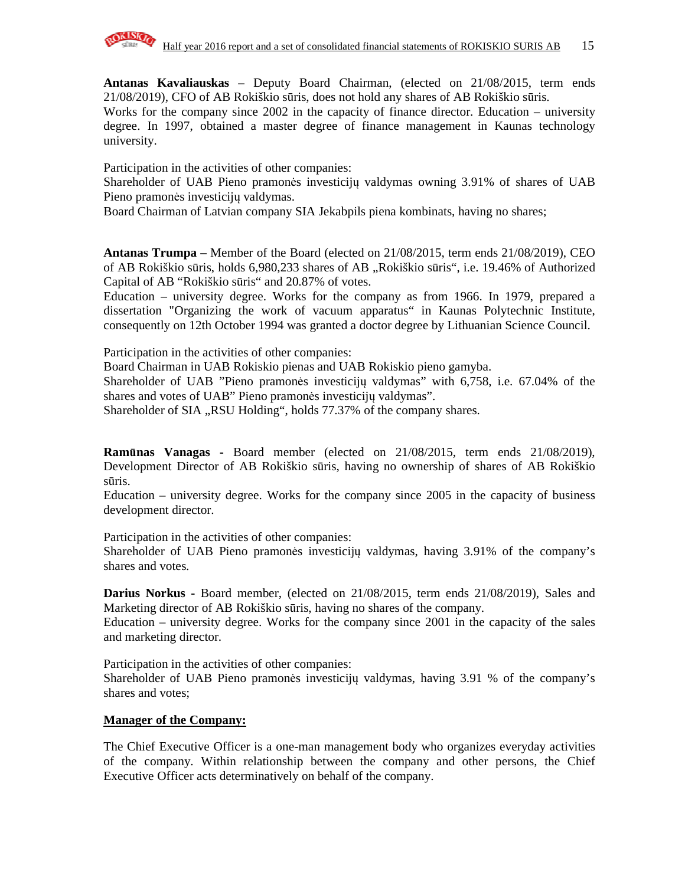**Antanas Kavaliauskas** – Deputy Board Chairman, (elected on 21/08/2015, term ends 21/08/2019), CFO of AB Rokiškio sūris, does not hold any shares of AB Rokiškio sūris.
Works for the company since 2002 in the capacity of finance director. Education – university degree. In 1997, obtained a master degree of finance management in Kaunas technology university.

Participation in the activities of other companies:
Shareholder of UAB Pieno pramonės investicijų valdymas owning 3.91% of shares of UAB Pieno pramonės investicijų valdymas.
Board Chairman of Latvian company SIA Jekabpils piena kombinats, having no shares;

**Antanas Trumpa –** Member of the Board (elected on 21/08/2015, term ends 21/08/2019), CEO of AB Rokiškio sūris, holds 6,980,233 shares of AB „Rokiškio sūris", i.e. 19.46% of Authorized Capital of AB "Rokiškio sūris" and 20.87% of votes.
Education – university degree. Works for the company as from 1966. In 1979, prepared a dissertation "Organizing the work of vacuum apparatus" in Kaunas Polytechnic Institute, consequently on 12th October 1994 was granted a doctor degree by Lithuanian Science Council.

Participation in the activities of other companies:
Board Chairman in UAB Rokiskio pienas and UAB Rokiskio pieno gamyba.
Shareholder of UAB "Pieno pramonės investicijų valdymas" with 6,758, i.e. 67.04% of the shares and votes of UAB" Pieno pramonės investicijų valdymas".
Shareholder of SIA „RSU Holding", holds 77.37% of the company shares.

**Ramūnas Vanagas -** Board member (elected on 21/08/2015, term ends 21/08/2019), Development Director of AB Rokiškio sūris, having no ownership of shares of AB Rokiškio sūris.
Education – university degree. Works for the company since 2005 in the capacity of business development director.

Participation in the activities of other companies:
Shareholder of UAB Pieno pramonės investicijų valdymas, having 3.91% of the company's shares and votes.

**Darius Norkus -** Board member, (elected on 21/08/2015, term ends 21/08/2019), Sales and Marketing director of AB Rokiškio sūris, having no shares of the company.
Education – university degree. Works for the company since 2001 in the capacity of the sales and marketing director.

Participation in the activities of other companies:
Shareholder of UAB Pieno pramonės investicijų valdymas, having 3.91 % of the company's shares and votes;

**Manager of the Company:**

The Chief Executive Officer is a one-man management body who organizes everyday activities of the company. Within relationship between the company and other persons, the Chief Executive Officer acts determinatively on behalf of the company.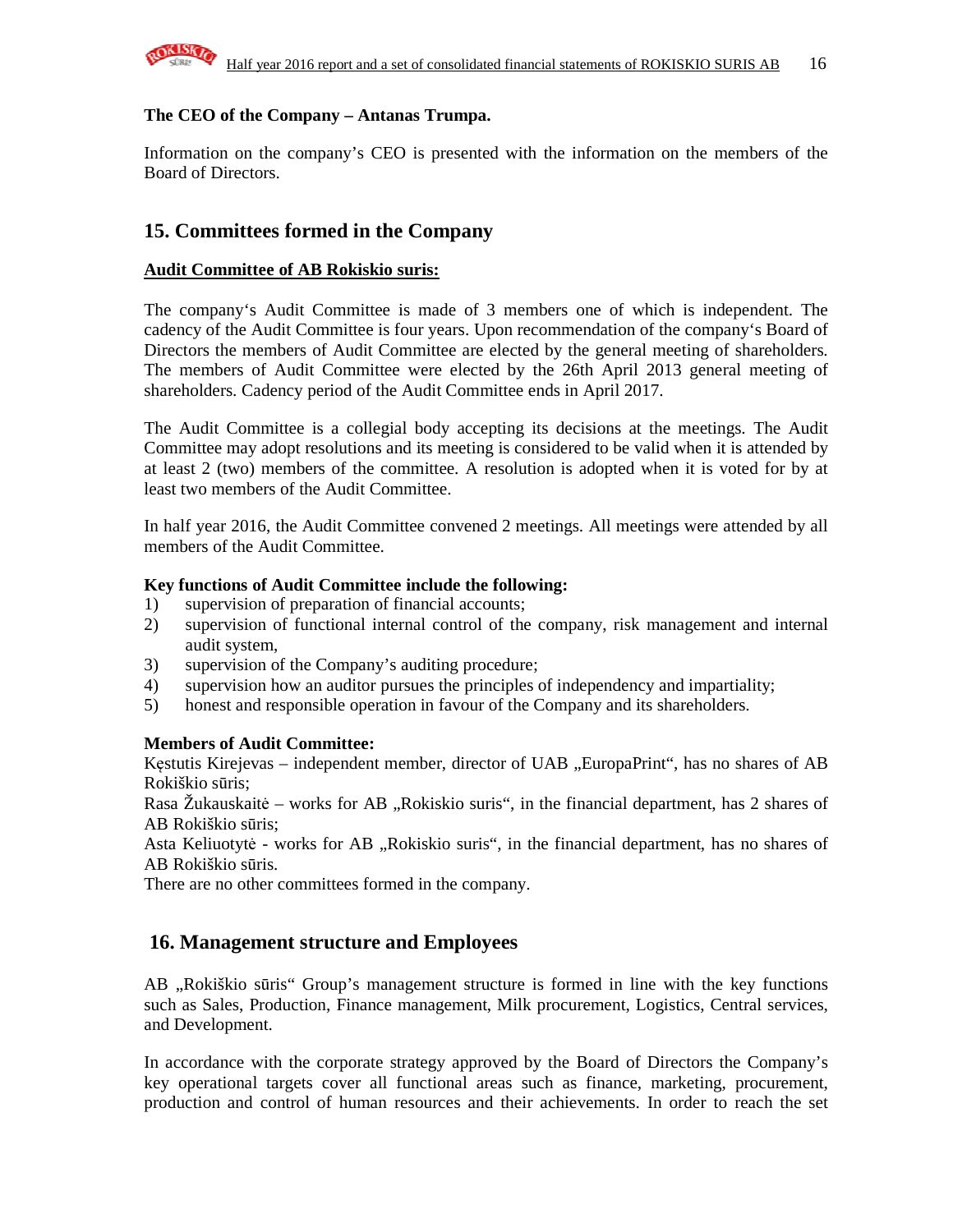**The CEO of the Company – Antanas Trumpa.**

Information on the company's CEO is presented with the information on the members of the Board of Directors.

## 15. Committees formed in the Company

**Audit Committee of AB Rokiskio suris:**

The company's Audit Committee is made of 3 members one of which is independent. The cadency of the Audit Committee is four years. Upon recommendation of the company's Board of Directors the members of Audit Committee are elected by the general meeting of shareholders. The members of Audit Committee were elected by the 26th April 2013 general meeting of shareholders. Cadency period of the Audit Committee ends in April 2017.

The Audit Committee is a collegial body accepting its decisions at the meetings. The Audit Committee may adopt resolutions and its meeting is considered to be valid when it is attended by at least 2 (two) members of the committee. A resolution is adopted when it is voted for by at least two members of the Audit Committee.

In half year 2016, the Audit Committee convened 2 meetings. All meetings were attended by all members of the Audit Committee.

**Key functions of Audit Committee include the following:**

1) supervision of preparation of financial accounts;
2) supervision of functional internal control of the company, risk management and internal audit system,
3) supervision of the Company's auditing procedure;
4) supervision how an auditor pursues the principles of independency and impartiality;
5) honest and responsible operation in favour of the Company and its shareholders.

**Members of Audit Committee:**

Kęstutis Kirejevas – independent member, director of UAB „EuropaPrint", has no shares of AB Rokiškio sūris;
Rasa Žukauskaitė – works for AB „Rokiskio suris", in the financial department, has 2 shares of AB Rokiškio sūris;
Asta Keliuotytė - works for AB „Rokiskio suris", in the financial department, has no shares of AB Rokiškio sūris.
There are no other committees formed in the company.

## 16. Management structure and Employees

AB „Rokiškio sūris" Group's management structure is formed in line with the key functions such as Sales, Production, Finance management, Milk procurement, Logistics, Central services, and Development.

In accordance with the corporate strategy approved by the Board of Directors the Company's key operational targets cover all functional areas such as finance, marketing, procurement, production and control of human resources and their achievements. In order to reach the set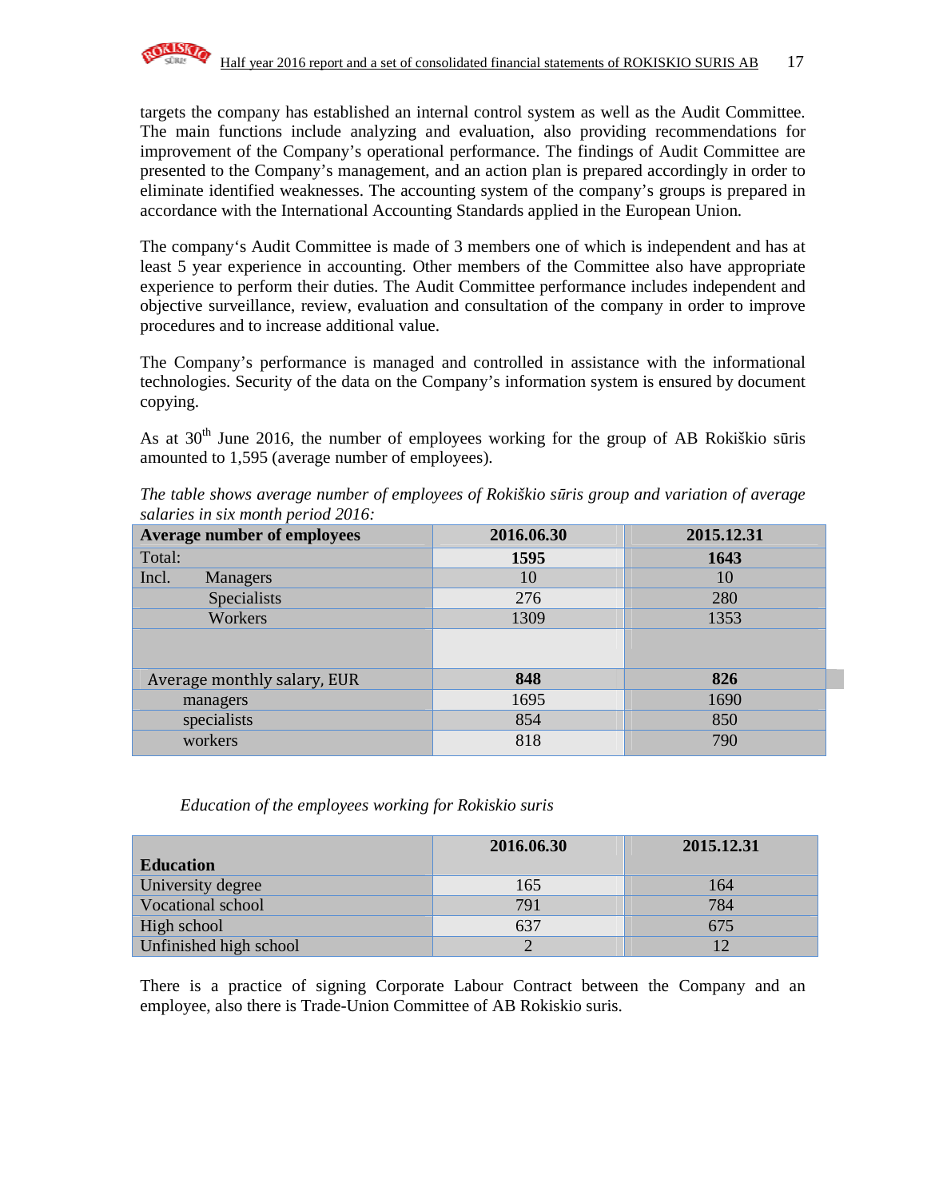targets the company has established an internal control system as well as the Audit Committee. The main functions include analyzing and evaluation, also providing recommendations for improvement of the Company's operational performance. The findings of Audit Committee are presented to the Company's management, and an action plan is prepared accordingly in order to eliminate identified weaknesses. The accounting system of the company's groups is prepared in accordance with the International Accounting Standards applied in the European Union.

The company's Audit Committee is made of 3 members one of which is independent and has at least 5 year experience in accounting. Other members of the Committee also have appropriate experience to perform their duties. The Audit Committee performance includes independent and objective surveillance, review, evaluation and consultation of the company in order to improve procedures and to increase additional value.

The Company's performance is managed and controlled in assistance with the informational technologies. Security of the data on the Company's information system is ensured by document copying.

As at 30th June 2016, the number of employees working for the group of AB Rokiškio sūris amounted to 1,595 (average number of employees).

*The table shows average number of employees of Rokiškio sūris group and variation of average salaries in six month period 2016:*

| **Average number of employees** | **2016.06.30** | **2015.12.31** |
|---|---|---|
| Total: | **1595** | **1643** |
| Incl. Managers | 10 | 10 |
| Specialists | 276 | 280 |
| Workers | 1309 | 1353 |
| | | |
| Average monthly salary, EUR | **848** | **826** |
| managers | 1695 | 1690 |
| specialists | 854 | 850 |
| workers | 818 | 790 |

*Education of the employees working for Rokiskio suris*

| **Education** | **2016.06.30** | **2015.12.31** |
|---|---|---|
| University degree | 165 | 164 |
| Vocational school | 791 | 784 |
| High school | 637 | 675 |
| Unfinished high school | 2 | 12 |

There is a practice of signing Corporate Labour Contract between the Company and an employee, also there is Trade-Union Committee of AB Rokiskio suris.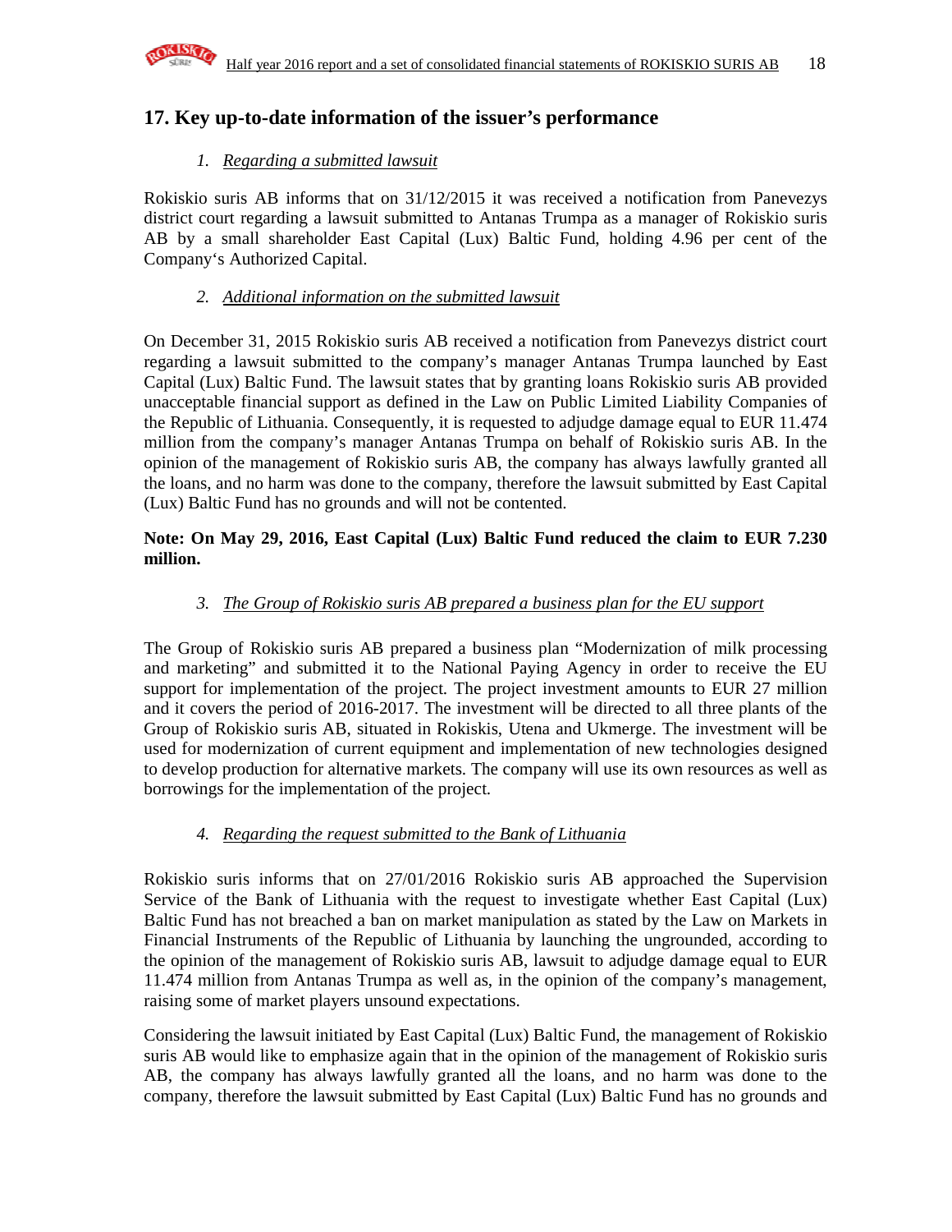## 17. Key up-to-date information of the issuer's performance

1. *Regarding a submitted lawsuit*

Rokiskio suris AB informs that on 31/12/2015 it was received a notification from Panevezys district court regarding a lawsuit submitted to Antanas Trumpa as a manager of Rokiskio suris AB by a small shareholder East Capital (Lux) Baltic Fund, holding 4.96 per cent of the Company's Authorized Capital.

2. *Additional information on the submitted lawsuit*

On December 31, 2015 Rokiskio suris AB received a notification from Panevezys district court regarding a lawsuit submitted to the company's manager Antanas Trumpa launched by East Capital (Lux) Baltic Fund. The lawsuit states that by granting loans Rokiskio suris AB provided unacceptable financial support as defined in the Law on Public Limited Liability Companies of the Republic of Lithuania. Consequently, it is requested to adjudge damage equal to EUR 11.474 million from the company's manager Antanas Trumpa on behalf of Rokiskio suris AB. In the opinion of the management of Rokiskio suris AB, the company has always lawfully granted all the loans, and no harm was done to the company, therefore the lawsuit submitted by East Capital (Lux) Baltic Fund has no grounds and will not be contented.

**Note: On May 29, 2016, East Capital (Lux) Baltic Fund reduced the claim to EUR 7.230 million.**

3. *The Group of Rokiskio suris AB prepared a business plan for the EU support*

The Group of Rokiskio suris AB prepared a business plan "Modernization of milk processing and marketing" and submitted it to the National Paying Agency in order to receive the EU support for implementation of the project. The project investment amounts to EUR 27 million and it covers the period of 2016-2017. The investment will be directed to all three plants of the Group of Rokiskio suris AB, situated in Rokiskis, Utena and Ukmerge. The investment will be used for modernization of current equipment and implementation of new technologies designed to develop production for alternative markets. The company will use its own resources as well as borrowings for the implementation of the project.

4. *Regarding the request submitted to the Bank of Lithuania*

Rokiskio suris informs that on 27/01/2016 Rokiskio suris AB approached the Supervision Service of the Bank of Lithuania with the request to investigate whether East Capital (Lux) Baltic Fund has not breached a ban on market manipulation as stated by the Law on Markets in Financial Instruments of the Republic of Lithuania by launching the ungrounded, according to the opinion of the management of Rokiskio suris AB, lawsuit to adjudge damage equal to EUR 11.474 million from Antanas Trumpa as well as, in the opinion of the company's management, raising some of market players unsound expectations.

Considering the lawsuit initiated by East Capital (Lux) Baltic Fund, the management of Rokiskio suris AB would like to emphasize again that in the opinion of the management of Rokiskio suris AB, the company has always lawfully granted all the loans, and no harm was done to the company, therefore the lawsuit submitted by East Capital (Lux) Baltic Fund has no grounds and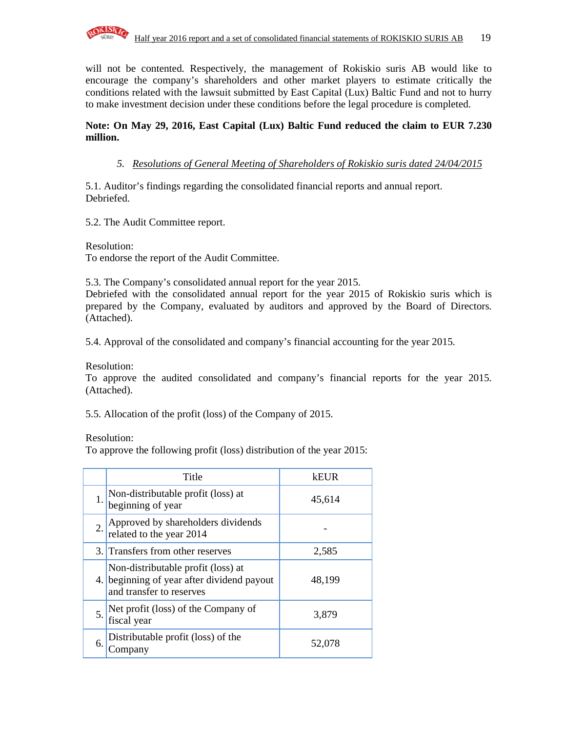will not be contented. Respectively, the management of Rokiskio suris AB would like to encourage the company's shareholders and other market players to estimate critically the conditions related with the lawsuit submitted by East Capital (Lux) Baltic Fund and not to hurry to make investment decision under these conditions before the legal procedure is completed.

**Note: On May 29, 2016, East Capital (Lux) Baltic Fund reduced the claim to EUR 7.230 million.**

## 5. *Resolutions of General Meeting of Shareholders of Rokiskio suris dated 24/04/2015*

5.1. Auditor's findings regarding the consolidated financial reports and annual report.
Debriefed.

5.2. The Audit Committee report.

Resolution:
To endorse the report of the Audit Committee.

5.3. The Company's consolidated annual report for the year 2015.
Debriefed with the consolidated annual report for the year 2015 of Rokiskio suris which is prepared by the Company, evaluated by auditors and approved by the Board of Directors. (Attached).

5.4. Approval of the consolidated and company's financial accounting for the year 2015.

Resolution:
To approve the audited consolidated and company's financial reports for the year 2015. (Attached).

5.5. Allocation of the profit (loss) of the Company of 2015.

Resolution:
To approve the following profit (loss) distribution of the year 2015:

| | Title | kEUR |
|---|---|---|
| 1. | Non-distributable profit (loss) at beginning of year | 45,614 |
| 2. | Approved by shareholders dividends related to the year 2014 | - |
| 3. | Transfers from other reserves | 2,585 |
| 4. | Non-distributable profit (loss) at beginning of year after dividend payout and transfer to reserves | 48,199 |
| 5. | Net profit (loss) of the Company of fiscal year | 3,879 |
| 6. | Distributable profit (loss) of the Company | 52,078 |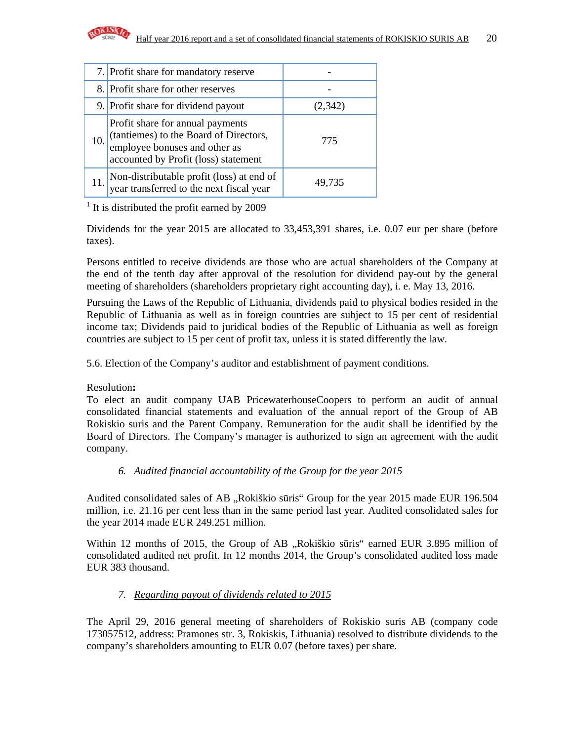| | | |
|---|---|---|
| 7. | Profit share for mandatory reserve | - |
| 8. | Profit share for other reserves | - |
| 9. | Profit share for dividend payout | (2,342) |
| 10. | Profit share for annual payments (tantiemes) to the Board of Directors, employee bonuses and other as accounted by Profit (loss) statement | 775 |
| 11. | Non-distributable profit (loss) at end of year transferred to the next fiscal year | 49,735 |

[1] It is distributed the profit earned by 2009

Dividends for the year 2015 are allocated to 33,453,391 shares, i.e. 0.07 eur per share (before taxes).

Persons entitled to receive dividends are those who are actual shareholders of the Company at the end of the tenth day after approval of the resolution for dividend pay-out by the general meeting of shareholders (shareholders proprietary right accounting day), i. e. May 13, 2016.

Pursuing the Laws of the Republic of Lithuania, dividends paid to physical bodies resided in the Republic of Lithuania as well as in foreign countries are subject to 15 per cent of residential income tax; Dividends paid to juridical bodies of the Republic of Lithuania as well as foreign countries are subject to 15 per cent of profit tax, unless it is stated differently the law.

5.6. Election of the Company's auditor and establishment of payment conditions.

Resolution**:**
To elect an audit company UAB PricewaterhouseCoopers to perform an audit of annual consolidated financial statements and evaluation of the annual report of the Group of AB Rokiskio suris and the Parent Company. Remuneration for the audit shall be identified by the Board of Directors. The Company's manager is authorized to sign an agreement with the audit company.

## 6. *Audited financial accountability of the Group for the year 2015*

Audited consolidated sales of AB „Rokiškio sūris" Group for the year 2015 made EUR 196.504 million, i.e. 21.16 per cent less than in the same period last year. Audited consolidated sales for the year 2014 made EUR 249.251 million.

Within 12 months of 2015, the Group of AB „Rokiškio sūris" earned EUR 3.895 million of consolidated audited net profit. In 12 months 2014, the Group's consolidated audited loss made EUR 383 thousand.

## 7. *Regarding payout of dividends related to 2015*

The April 29, 2016 general meeting of shareholders of Rokiskio suris AB (company code 173057512, address: Pramones str. 3, Rokiskis, Lithuania) resolved to distribute dividends to the company's shareholders amounting to EUR 0.07 (before taxes) per share.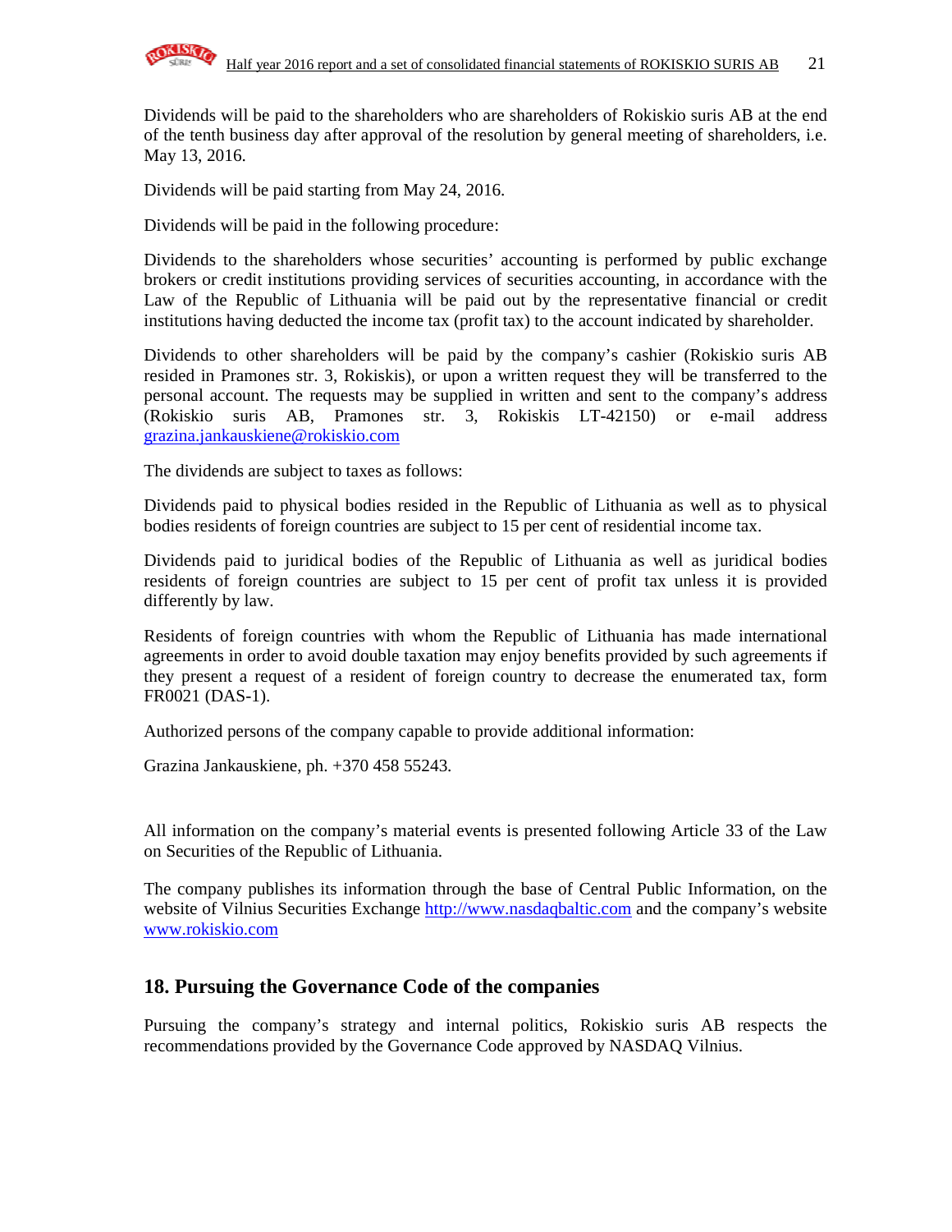Dividends will be paid to the shareholders who are shareholders of Rokiskio suris AB at the end of the tenth business day after approval of the resolution by general meeting of shareholders, i.e. May 13, 2016.

Dividends will be paid starting from May 24, 2016.

Dividends will be paid in the following procedure:

Dividends to the shareholders whose securities' accounting is performed by public exchange brokers or credit institutions providing services of securities accounting, in accordance with the Law of the Republic of Lithuania will be paid out by the representative financial or credit institutions having deducted the income tax (profit tax) to the account indicated by shareholder.

Dividends to other shareholders will be paid by the company's cashier (Rokiskio suris AB resided in Pramones str. 3, Rokiskis), or upon a written request they will be transferred to the personal account. The requests may be supplied in written and sent to the company's address (Rokiskio suris AB, Pramones str. 3, Rokiskis LT-42150) or e-mail address grazina.jankauskiene@rokiskio.com

The dividends are subject to taxes as follows:

Dividends paid to physical bodies resided in the Republic of Lithuania as well as to physical bodies residents of foreign countries are subject to 15 per cent of residential income tax.

Dividends paid to juridical bodies of the Republic of Lithuania as well as juridical bodies residents of foreign countries are subject to 15 per cent of profit tax unless it is provided differently by law.

Residents of foreign countries with whom the Republic of Lithuania has made international agreements in order to avoid double taxation may enjoy benefits provided by such agreements if they present a request of a resident of foreign country to decrease the enumerated tax, form FR0021 (DAS-1).

Authorized persons of the company capable to provide additional information:

Grazina Jankauskiene, ph. +370 458 55243.

All information on the company's material events is presented following Article 33 of the Law on Securities of the Republic of Lithuania.

The company publishes its information through the base of Central Public Information, on the website of Vilnius Securities Exchange http://www.nasdaqbaltic.com and the company's website www.rokiskio.com

## 18. Pursuing the Governance Code of the companies

Pursuing the company's strategy and internal politics, Rokiskio suris AB respects the recommendations provided by the Governance Code approved by NASDAQ Vilnius.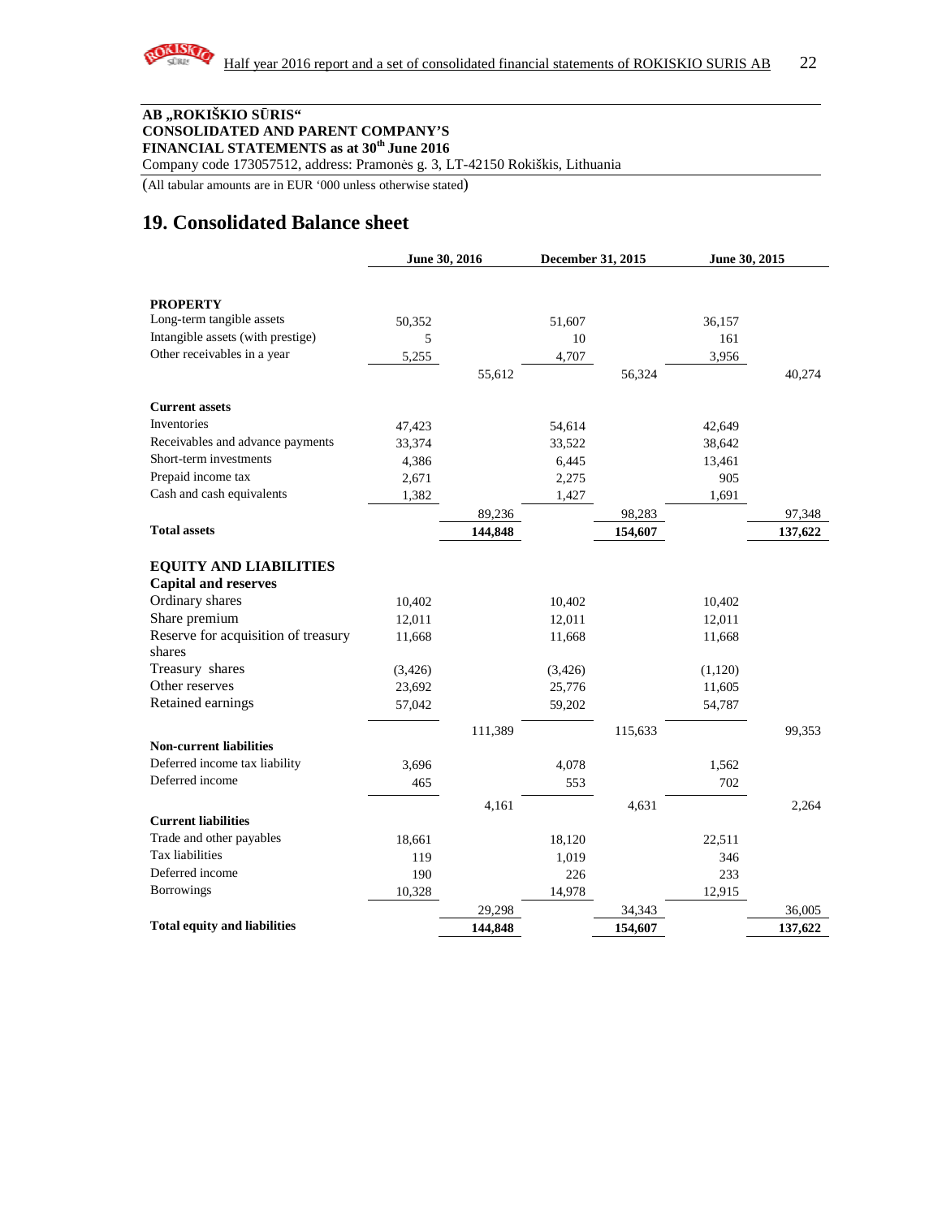**AB „ROKIŠKIO SŪRIS“**
**CONSOLIDATED AND PARENT COMPANY'S**
**FINANCIAL STATEMENTS as at 30th June 2016**
Company code 173057512, address: Pramonės g. 3, LT-42150 Rokiškis, Lithuania

(All tabular amounts are in EUR '000 unless otherwise stated)

# 19. Consolidated Balance sheet

| | June 30, 2016 | | December 31, 2015 | | June 30, 2015 | |
|---|---|---|---|---|---|---|
| **PROPERTY** | | | | | | |
| Long-term tangible assets | 50,352 | | 51,607 | | 36,157 | |
| Intangible assets (with prestige) | 5 | | 10 | | 161 | |
| Other receivables in a year | 5,255 | | 4,707 | | 3,956 | |
| | | 55,612 | | 56,324 | | 40,274 |
| **Current assets** | | | | | | |
| Inventories | 47,423 | | 54,614 | | 42,649 | |
| Receivables and advance payments | 33,374 | | 33,522 | | 38,642 | |
| Short-term investments | 4,386 | | 6,445 | | 13,461 | |
| Prepaid income tax | 2,671 | | 2,275 | | 905 | |
| Cash and cash equivalents | 1,382 | | 1,427 | | 1,691 | |
| | | 89,236 | | 98,283 | | 97,348 |
| **Total assets** | | **144,848** | | **154,607** | | **137,622** |
| **EQUITY AND LIABILITIES** | | | | | | |
| **Capital and reserves** | | | | | | |
| Ordinary shares | 10,402 | | 10,402 | | 10,402 | |
| Share premium | 12,011 | | 12,011 | | 12,011 | |
| Reserve for acquisition of treasury shares | 11,668 | | 11,668 | | 11,668 | |
| Treasury shares | (3,426) | | (3,426) | | (1,120) | |
| Other reserves | 23,692 | | 25,776 | | 11,605 | |
| Retained earnings | 57,042 | | 59,202 | | 54,787 | |
| | | 111,389 | | 115,633 | | 99,353 |
| **Non-current liabilities** | | | | | | |
| Deferred income tax liability | 3,696 | | 4,078 | | 1,562 | |
| Deferred income | 465 | | 553 | | 702 | |
| | | 4,161 | | 4,631 | | 2,264 |
| **Current liabilities** | | | | | | |
| Trade and other payables | 18,661 | | 18,120 | | 22,511 | |
| Tax liabilities | 119 | | 1,019 | | 346 | |
| Deferred income | 190 | | 226 | | 233 | |
| Borrowings | 10,328 | | 14,978 | | 12,915 | |
| | | 29,298 | | 34,343 | | 36,005 |
| **Total equity and liabilities** | | **144,848** | | **154,607** | | **137,622** |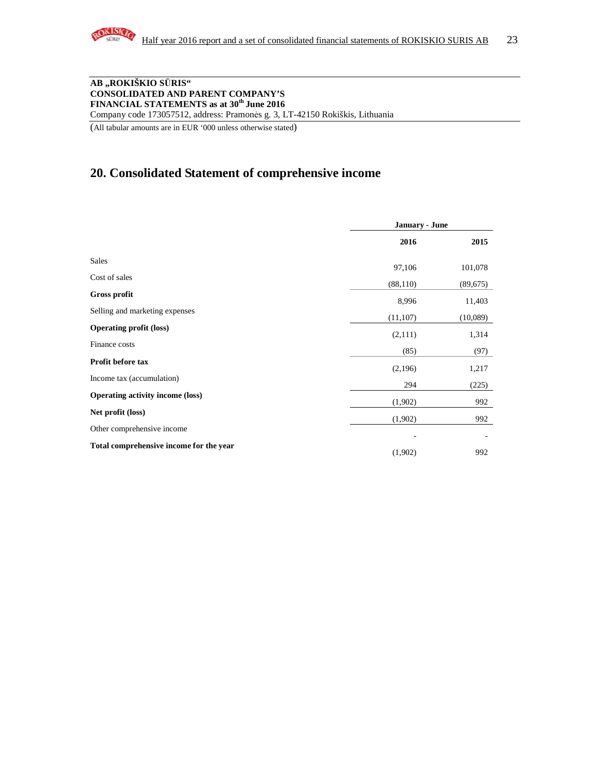**AB „ROKIŠKIO SŪRIS“**
**CONSOLIDATED AND PARENT COMPANY'S**
**FINANCIAL STATEMENTS as at 30th June 2016**
Company code 173057512, address: Pramonės g. 3, LT-42150 Rokiškis, Lithuania

(All tabular amounts are in EUR '000 unless otherwise stated)

# 20. Consolidated Statement of comprehensive income

| | January - June | |
|---|---|---|
| | **2016** | **2015** |
| Sales | 97,106 | 101,078 |
| Cost of sales | (88,110) | (89,675) |
| **Gross profit** | 8,996 | 11,403 |
| Selling and marketing expenses | (11,107) | (10,089) |
| **Operating profit (loss)** | (2,111) | 1,314 |
| Finance costs | (85) | (97) |
| **Profit before tax** | (2,196) | 1,217 |
| Income tax (accumulation) | 294 | (225) |
| **Operating activity income (loss)** | (1,902) | 992 |
| **Net profit (loss)** | (1,902) | 992 |
| Other comprehensive income | - | - |
| **Total comprehensive income for the year** | (1,902) | 992 |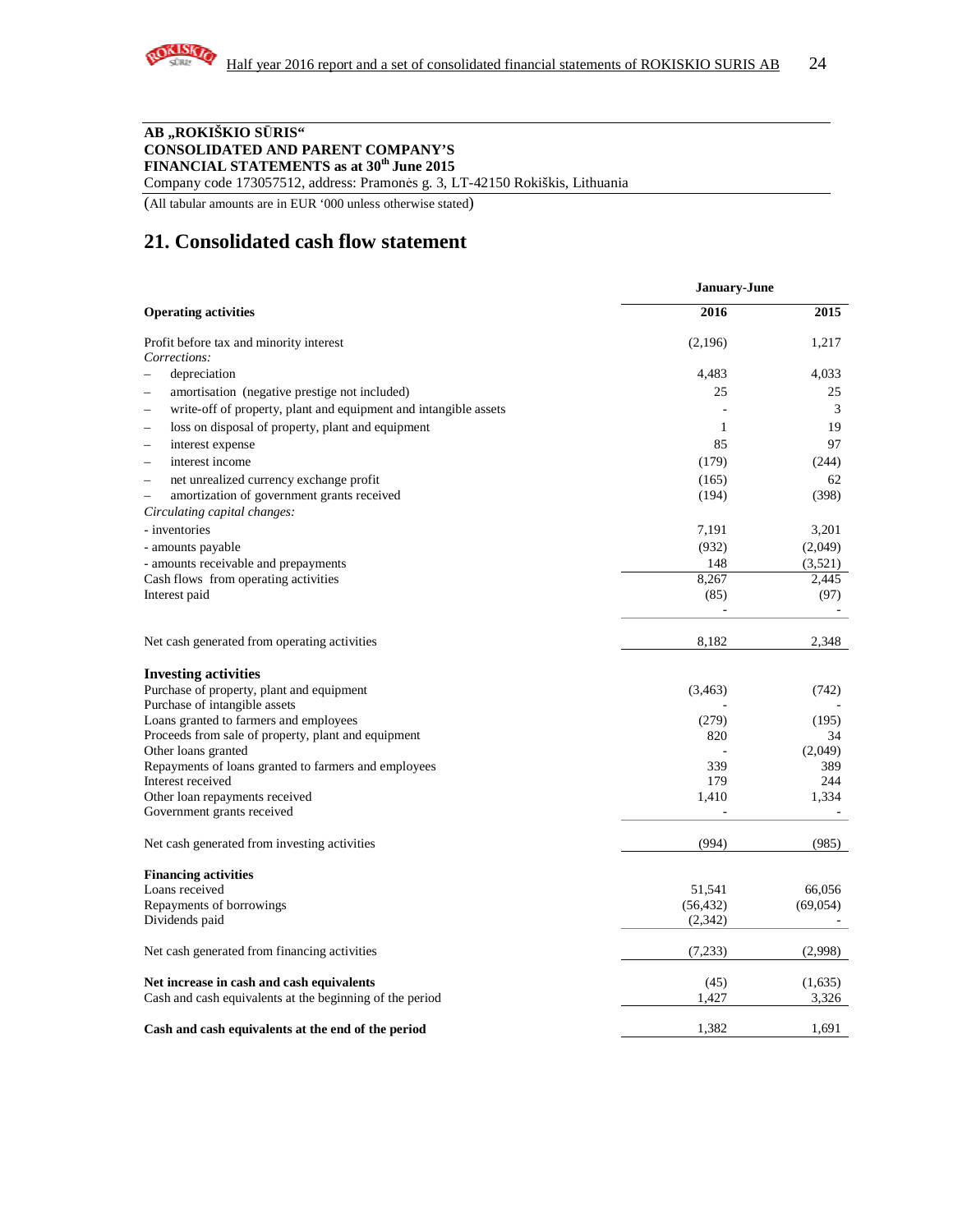**AB „ROKIŠKIO SŪRIS“**
**CONSOLIDATED AND PARENT COMPANY’S**
**FINANCIAL STATEMENTS as at 30th June 2015**
Company code 173057512, address: Pramonės g. 3, LT-42150 Rokiškis, Lithuania

(All tabular amounts are in EUR ‘000 unless otherwise stated)

# 21. Consolidated cash flow statement

| | January-June | |
|---|---|---|
| **Operating activities** | **2016** | **2015** |
| Profit before tax and minority interest | (2,196) | 1,217 |
| *Corrections:* | | |
| – depreciation | 4,483 | 4,033 |
| – amortisation (negative prestige not included) | 25 | 25 |
| – write-off of property, plant and equipment and intangible assets | - | 3 |
| – loss on disposal of property, plant and equipment | 1 | 19 |
| – interest expense | 85 | 97 |
| – interest income | (179) | (244) |
| – net unrealized currency exchange profit | (165) | 62 |
| – amortization of government grants received | (194) | (398) |
| *Circulating capital changes:* | | |
| - inventories | 7,191 | 3,201 |
| - amounts payable | (932) | (2,049) |
| - amounts receivable and prepayments | 148 | (3,521) |
| Cash flows from operating activities | 8,267 | 2,445 |
| Interest paid | (85) | (97) |
| | - | - |
| Net cash generated from operating activities | 8,182 | 2,348 |
| **Investing activities** | | |
| Purchase of property, plant and equipment | (3,463) | (742) |
| Purchase of intangible assets | - | - |
| Loans granted to farmers and employees | (279) | (195) |
| Proceeds from sale of property, plant and equipment | 820 | 34 |
| Other loans granted | - | (2,049) |
| Repayments of loans granted to farmers and employees | 339 | 389 |
| Interest received | 179 | 244 |
| Other loan repayments received | 1,410 | 1,334 |
| Government grants received | - | - |
| Net cash generated from investing activities | (994) | (985) |
| **Financing activities** | | |
| Loans received | 51,541 | 66,056 |
| Repayments of borrowings | (56,432) | (69,054) |
| Dividends paid | (2,342) | - |
| Net cash generated from financing activities | (7,233) | (2,998) |
| **Net increase in cash and cash equivalents** | (45) | (1,635) |
| Cash and cash equivalents at the beginning of the period | 1,427 | 3,326 |
| **Cash and cash equivalents at the end of the period** | 1,382 | 1,691 |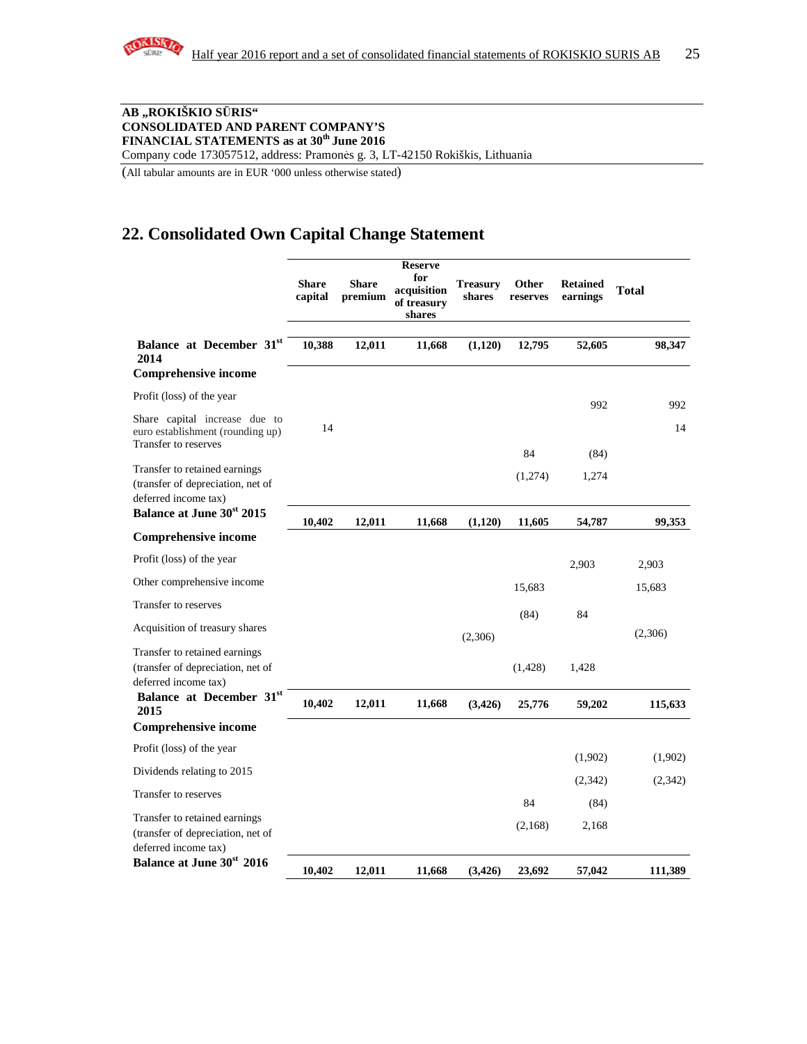**AB „ROKIŠKIO SŪRIS“**
**CONSOLIDATED AND PARENT COMPANY'S**
**FINANCIAL STATEMENTS as at 30th June 2016**
Company code 173057512, address: Pramonės g. 3, LT-42150 Rokiškis, Lithuania

(All tabular amounts are in EUR '000 unless otherwise stated)

## 22. Consolidated Own Capital Change Statement

| | Share capital | Share premium | Reserve for acquisition of treasury shares | Treasury shares | Other reserves | Retained earnings | Total |
|---|---|---|---|---|---|---|---|
| **Balance at December 31st 2014** | **10,388** | **12,011** | **11,668** | **(1,120)** | **12,795** | **52,605** | **98,347** |
| **Comprehensive income** | | | | | | | |
| Profit (loss) of the year | | | | | | 992 | 992 |
| Share capital increase due to euro establishment (rounding up) | 14 | | | | | | 14 |
| Transfer to reserves | | | | | 84 | (84) | |
| Transfer to retained earnings (transfer of depreciation, net of deferred income tax) | | | | | (1,274) | 1,274 | |
| **Balance at June 30st 2015** | **10,402** | **12,011** | **11,668** | **(1,120)** | **11,605** | **54,787** | **99,353** |
| **Comprehensive income** | | | | | | | |
| Profit (loss) of the year | | | | | | 2,903 | 2,903 |
| Other comprehensive income | | | | | 15,683 | | 15,683 |
| Transfer to reserves | | | | | (84) | 84 | |
| Acquisition of treasury shares | | | | (2,306) | | | (2,306) |
| Transfer to retained earnings (transfer of depreciation, net of deferred income tax) | | | | | (1,428) | 1,428 | |
| **Balance at December 31st 2015** | **10,402** | **12,011** | **11,668** | **(3,426)** | **25,776** | **59,202** | **115,633** |
| **Comprehensive income** | | | | | | | |
| Profit (loss) of the year | | | | | | (1,902) | (1,902) |
| Dividends relating to 2015 | | | | | | (2,342) | (2,342) |
| Transfer to reserves | | | | | 84 | (84) | |
| Transfer to retained earnings (transfer of depreciation, net of deferred income tax) | | | | | (2,168) | 2,168 | |
| **Balance at June 30st 2016** | **10,402** | **12,011** | **11,668** | **(3,426)** | **23,692** | **57,042** | **111,389** |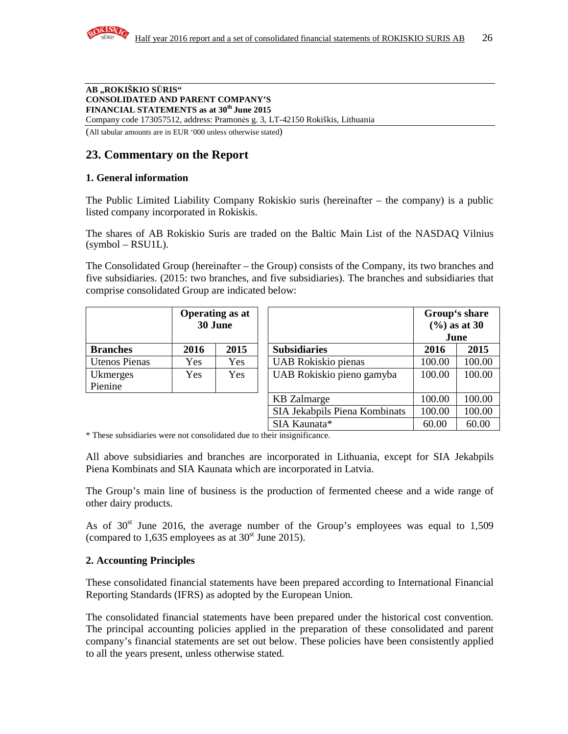**AB „ROKIŠKIO SŪRIS“**
**CONSOLIDATED AND PARENT COMPANY'S**
**FINANCIAL STATEMENTS as at 30th June 2015**
Company code 173057512, address: Pramonės g. 3, LT-42150 Rokiškis, Lithuania

(All tabular amounts are in EUR '000 unless otherwise stated)

## 23. Commentary on the Report

### 1. General information

The Public Limited Liability Company Rokiskio suris (hereinafter – the company) is a public listed company incorporated in Rokiskis.

The shares of AB Rokiskio Suris are traded on the Baltic Main List of the NASDAQ Vilnius (symbol – RSU1L).

The Consolidated Group (hereinafter – the Group) consists of the Company, its two branches and five subsidiaries. (2015: two branches, and five subsidiaries). The branches and subsidiaries that comprise consolidated Group are indicated below:

| | Operating as at 30 June | |
|---|---|---|
| **Branches** | **2016** | **2015** |
| Utenos Pienas | Yes | Yes |
| Ukmerges Pienine | Yes | Yes |

| | Group's share (%) as at 30 June | |
|---|---|---|
| **Subsidiaries** | **2016** | **2015** |
| UAB Rokiskio pienas | 100.00 | 100.00 |
| UAB Rokiskio pieno gamyba | 100.00 | 100.00 |
| KB Zalmarge | 100.00 | 100.00 |
| SIA Jekabpils Piena Kombinats | 100.00 | 100.00 |
| SIA Kaunata* | 60.00 | 60.00 |

\* These subsidiaries were not consolidated due to their insignificance.

All above subsidiaries and branches are incorporated in Lithuania, except for SIA Jekabpils Piena Kombinats and SIA Kaunata which are incorporated in Latvia.

The Group's main line of business is the production of fermented cheese and a wide range of other dairy products.

As of 30st June 2016, the average number of the Group's employees was equal to 1,509 (compared to 1,635 employees as at 30st June 2015).

### 2. Accounting Principles

These consolidated financial statements have been prepared according to International Financial Reporting Standards (IFRS) as adopted by the European Union.

The consolidated financial statements have been prepared under the historical cost convention. The principal accounting policies applied in the preparation of these consolidated and parent company's financial statements are set out below. These policies have been consistently applied to all the years present, unless otherwise stated.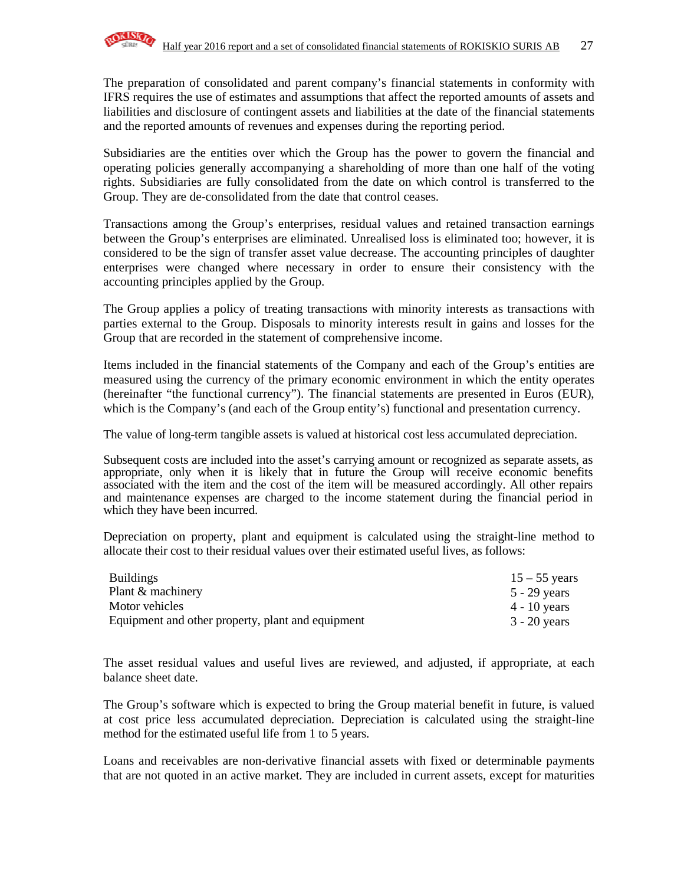The preparation of consolidated and parent company's financial statements in conformity with IFRS requires the use of estimates and assumptions that affect the reported amounts of assets and liabilities and disclosure of contingent assets and liabilities at the date of the financial statements and the reported amounts of revenues and expenses during the reporting period.

Subsidiaries are the entities over which the Group has the power to govern the financial and operating policies generally accompanying a shareholding of more than one half of the voting rights. Subsidiaries are fully consolidated from the date on which control is transferred to the Group. They are de-consolidated from the date that control ceases.

Transactions among the Group's enterprises, residual values and retained transaction earnings between the Group's enterprises are eliminated. Unrealised loss is eliminated too; however, it is considered to be the sign of transfer asset value decrease. The accounting principles of daughter enterprises were changed where necessary in order to ensure their consistency with the accounting principles applied by the Group.

The Group applies a policy of treating transactions with minority interests as transactions with parties external to the Group. Disposals to minority interests result in gains and losses for the Group that are recorded in the statement of comprehensive income.

Items included in the financial statements of the Company and each of the Group's entities are measured using the currency of the primary economic environment in which the entity operates (hereinafter "the functional currency"). The financial statements are presented in Euros (EUR), which is the Company's (and each of the Group entity's) functional and presentation currency.

The value of long-term tangible assets is valued at historical cost less accumulated depreciation.

Subsequent costs are included into the asset's carrying amount or recognized as separate assets, as appropriate, only when it is likely that in future the Group will receive economic benefits associated with the item and the cost of the item will be measured accordingly. All other repairs and maintenance expenses are charged to the income statement during the financial period in which they have been incurred.

Depreciation on property, plant and equipment is calculated using the straight-line method to allocate their cost to their residual values over their estimated useful lives, as follows:

| | |
|---|---|
| Buildings | 15 – 55 years |
| Plant & machinery | 5 - 29 years |
| Motor vehicles | 4 - 10 years |
| Equipment and other property, plant and equipment | 3 - 20 years |

The asset residual values and useful lives are reviewed, and adjusted, if appropriate, at each balance sheet date.

The Group's software which is expected to bring the Group material benefit in future, is valued at cost price less accumulated depreciation. Depreciation is calculated using the straight-line method for the estimated useful life from 1 to 5 years.

Loans and receivables are non-derivative financial assets with fixed or determinable payments that are not quoted in an active market. They are included in current assets, except for maturities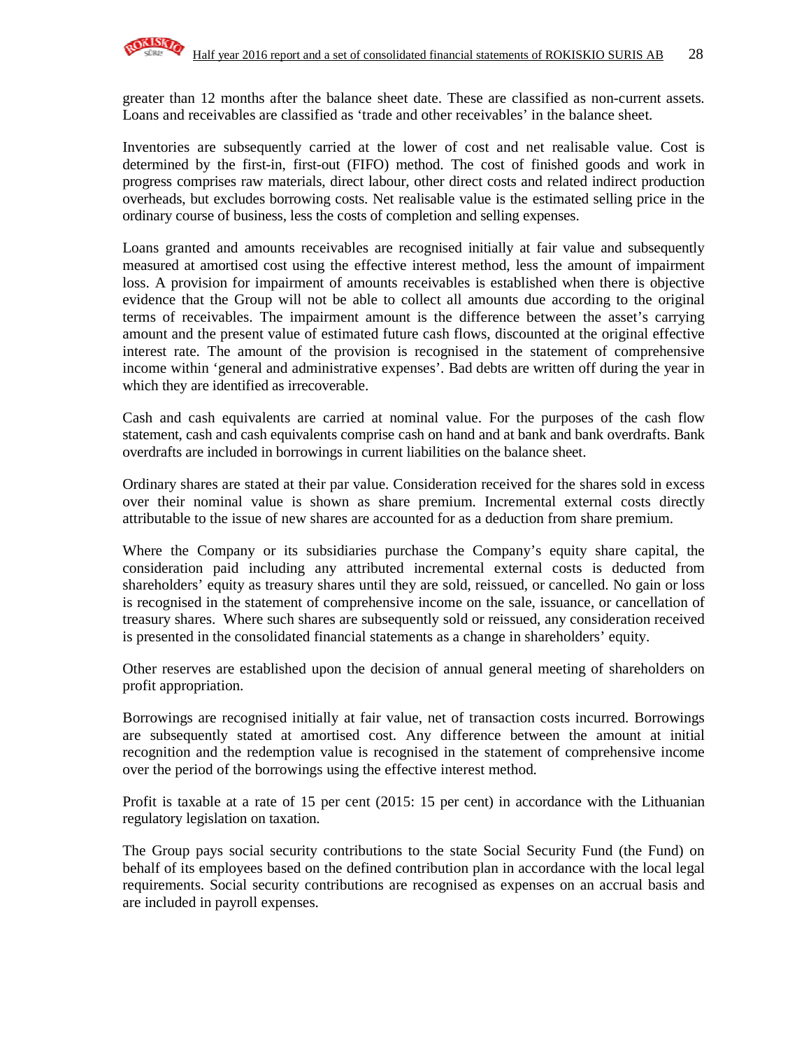greater than 12 months after the balance sheet date. These are classified as non-current assets. Loans and receivables are classified as 'trade and other receivables' in the balance sheet.

Inventories are subsequently carried at the lower of cost and net realisable value. Cost is determined by the first-in, first-out (FIFO) method. The cost of finished goods and work in progress comprises raw materials, direct labour, other direct costs and related indirect production overheads, but excludes borrowing costs. Net realisable value is the estimated selling price in the ordinary course of business, less the costs of completion and selling expenses.

Loans granted and amounts receivables are recognised initially at fair value and subsequently measured at amortised cost using the effective interest method, less the amount of impairment loss. A provision for impairment of amounts receivables is established when there is objective evidence that the Group will not be able to collect all amounts due according to the original terms of receivables. The impairment amount is the difference between the asset's carrying amount and the present value of estimated future cash flows, discounted at the original effective interest rate. The amount of the provision is recognised in the statement of comprehensive income within 'general and administrative expenses'. Bad debts are written off during the year in which they are identified as irrecoverable.

Cash and cash equivalents are carried at nominal value. For the purposes of the cash flow statement, cash and cash equivalents comprise cash on hand and at bank and bank overdrafts. Bank overdrafts are included in borrowings in current liabilities on the balance sheet.

Ordinary shares are stated at their par value. Consideration received for the shares sold in excess over their nominal value is shown as share premium. Incremental external costs directly attributable to the issue of new shares are accounted for as a deduction from share premium.

Where the Company or its subsidiaries purchase the Company's equity share capital, the consideration paid including any attributed incremental external costs is deducted from shareholders' equity as treasury shares until they are sold, reissued, or cancelled. No gain or loss is recognised in the statement of comprehensive income on the sale, issuance, or cancellation of treasury shares. Where such shares are subsequently sold or reissued, any consideration received is presented in the consolidated financial statements as a change in shareholders' equity.

Other reserves are established upon the decision of annual general meeting of shareholders on profit appropriation.

Borrowings are recognised initially at fair value, net of transaction costs incurred. Borrowings are subsequently stated at amortised cost. Any difference between the amount at initial recognition and the redemption value is recognised in the statement of comprehensive income over the period of the borrowings using the effective interest method.

Profit is taxable at a rate of 15 per cent (2015: 15 per cent) in accordance with the Lithuanian regulatory legislation on taxation.

The Group pays social security contributions to the state Social Security Fund (the Fund) on behalf of its employees based on the defined contribution plan in accordance with the local legal requirements. Social security contributions are recognised as expenses on an accrual basis and are included in payroll expenses.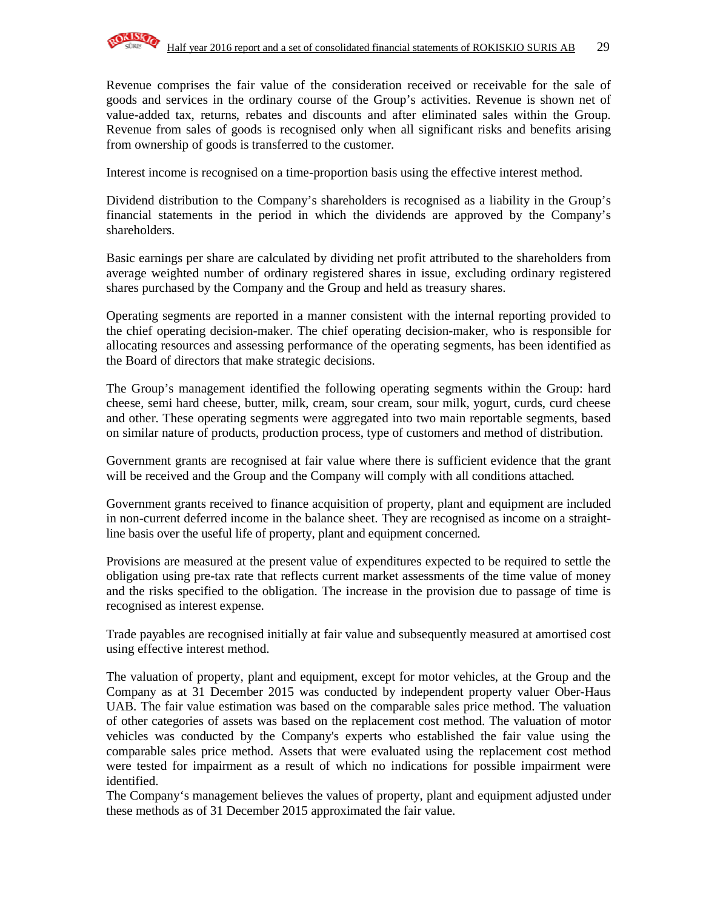Revenue comprises the fair value of the consideration received or receivable for the sale of goods and services in the ordinary course of the Group's activities. Revenue is shown net of value-added tax, returns, rebates and discounts and after eliminated sales within the Group. Revenue from sales of goods is recognised only when all significant risks and benefits arising from ownership of goods is transferred to the customer.

Interest income is recognised on a time-proportion basis using the effective interest method.

Dividend distribution to the Company's shareholders is recognised as a liability in the Group's financial statements in the period in which the dividends are approved by the Company's shareholders.

Basic earnings per share are calculated by dividing net profit attributed to the shareholders from average weighted number of ordinary registered shares in issue, excluding ordinary registered shares purchased by the Company and the Group and held as treasury shares.

Operating segments are reported in a manner consistent with the internal reporting provided to the chief operating decision-maker. The chief operating decision-maker, who is responsible for allocating resources and assessing performance of the operating segments, has been identified as the Board of directors that make strategic decisions.

The Group's management identified the following operating segments within the Group: hard cheese, semi hard cheese, butter, milk, cream, sour cream, sour milk, yogurt, curds, curd cheese and other. These operating segments were aggregated into two main reportable segments, based on similar nature of products, production process, type of customers and method of distribution.

Government grants are recognised at fair value where there is sufficient evidence that the grant will be received and the Group and the Company will comply with all conditions attached.

Government grants received to finance acquisition of property, plant and equipment are included in non-current deferred income in the balance sheet. They are recognised as income on a straight-line basis over the useful life of property, plant and equipment concerned.

Provisions are measured at the present value of expenditures expected to be required to settle the obligation using pre-tax rate that reflects current market assessments of the time value of money and the risks specified to the obligation. The increase in the provision due to passage of time is recognised as interest expense.

Trade payables are recognised initially at fair value and subsequently measured at amortised cost using effective interest method.

The valuation of property, plant and equipment, except for motor vehicles, at the Group and the Company as at 31 December 2015 was conducted by independent property valuer Ober-Haus UAB. The fair value estimation was based on the comparable sales price method. The valuation of other categories of assets was based on the replacement cost method. The valuation of motor vehicles was conducted by the Company's experts who established the fair value using the comparable sales price method. Assets that were evaluated using the replacement cost method were tested for impairment as a result of which no indications for possible impairment were identified.
The Company's management believes the values of property, plant and equipment adjusted under these methods as of 31 December 2015 approximated the fair value.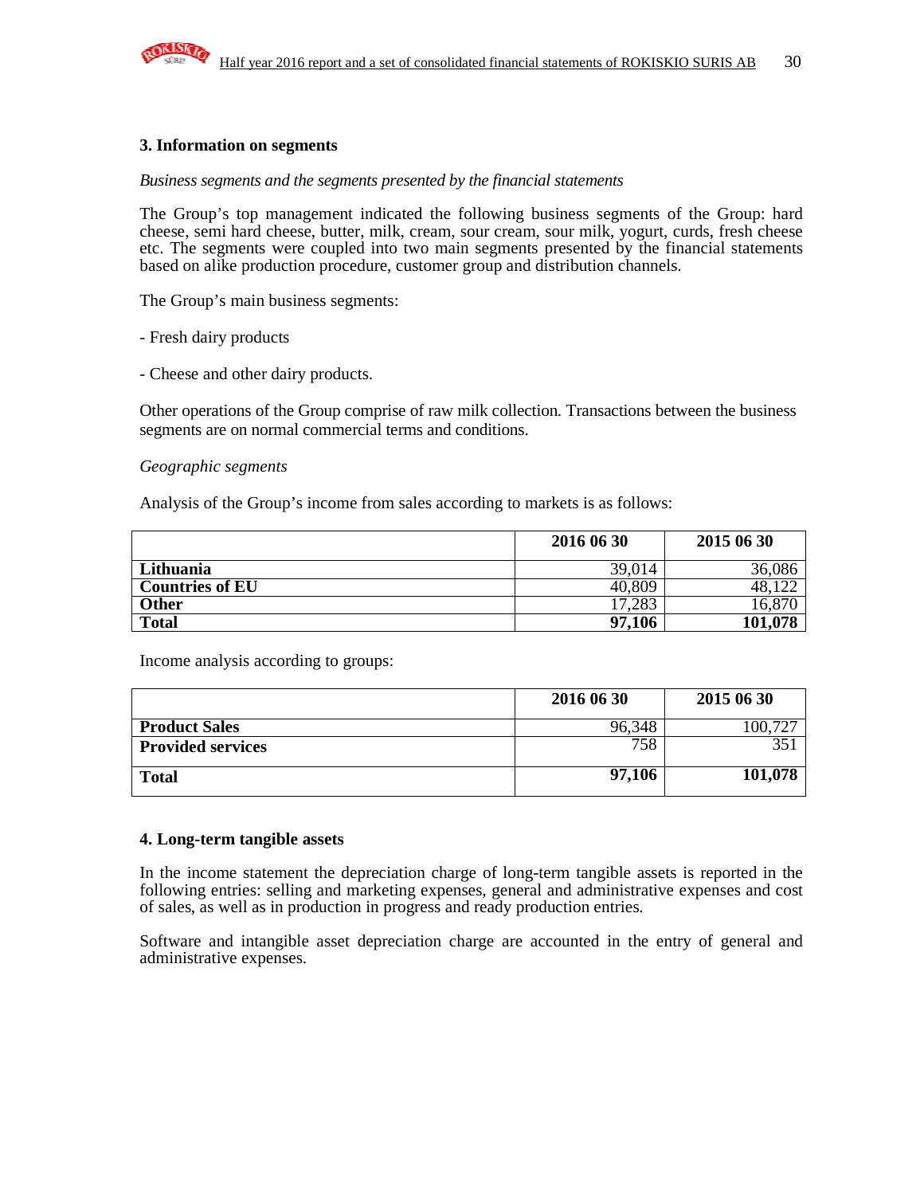### 3. Information on segments

*Business segments and the segments presented by the financial statements*

The Group's top management indicated the following business segments of the Group: hard cheese, semi hard cheese, butter, milk, cream, sour cream, sour milk, yogurt, curds, fresh cheese etc. The segments were coupled into two main segments presented by the financial statements based on alike production procedure, customer group and distribution channels.

The Group's main business segments:

- Fresh dairy products

- Cheese and other dairy products.

Other operations of the Group comprise of raw milk collection. Transactions between the business segments are on normal commercial terms and conditions.

*Geographic segments*

Analysis of the Group's income from sales according to markets is as follows:

| | 2016 06 30 | 2015 06 30 |
|---|---|---|
| **Lithuania** | 39,014 | 36,086 |
| **Countries of EU** | 40,809 | 48,122 |
| **Other** | 17,283 | 16,870 |
| **Total** | **97,106** | **101,078** |

Income analysis according to groups:

| | 2016 06 30 | 2015 06 30 |
|---|---|---|
| **Product Sales** | 96,348 | 100,727 |
| **Provided services** | 758 | 351 |
| **Total** | **97,106** | **101,078** |

### 4. Long-term tangible assets

In the income statement the depreciation charge of long-term tangible assets is reported in the following entries: selling and marketing expenses, general and administrative expenses and cost of sales, as well as in production in progress and ready production entries.

Software and intangible asset depreciation charge are accounted in the entry of general and administrative expenses.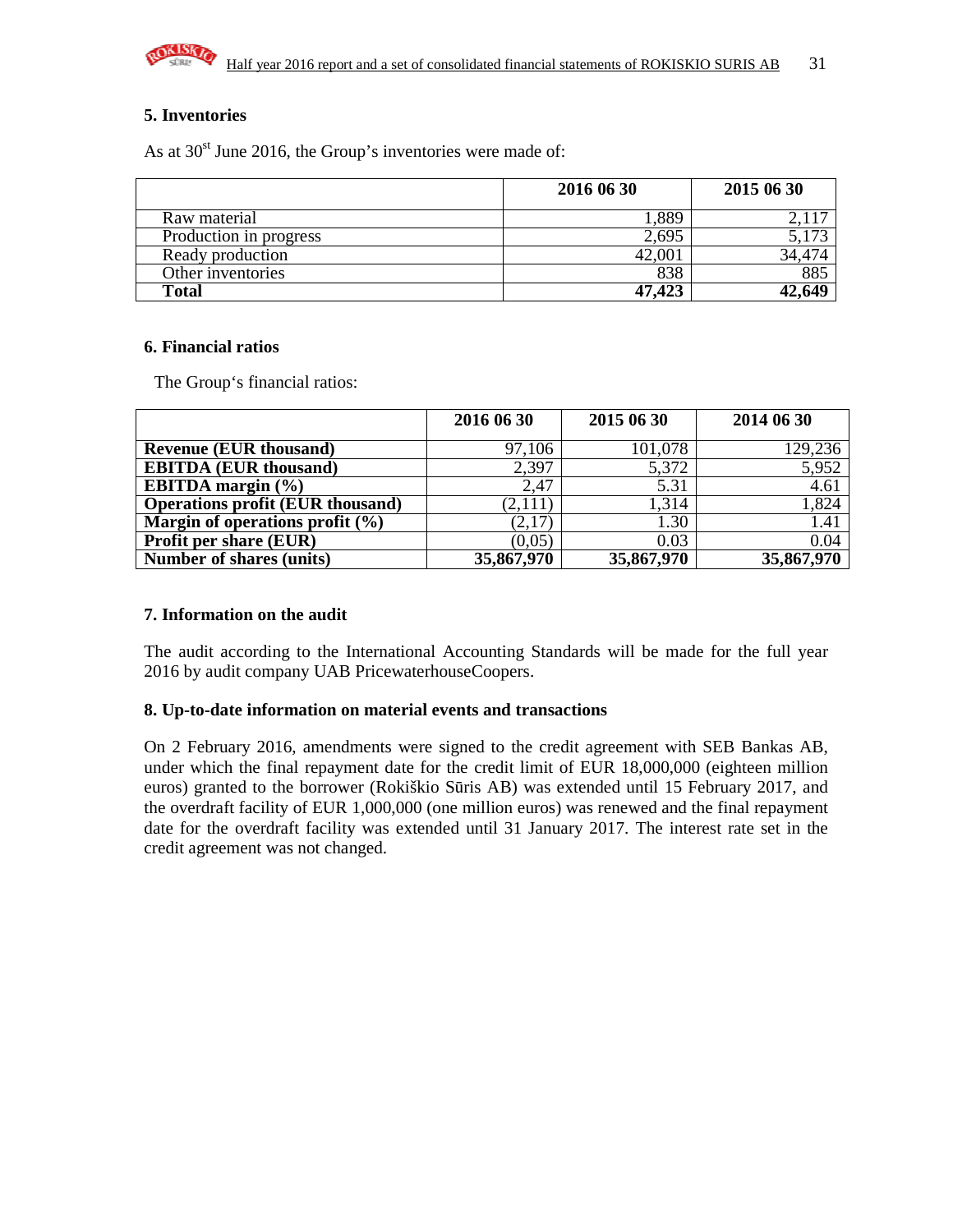### 5. Inventories

As at 30st June 2016, the Group's inventories were made of:

| | 2016 06 30 | 2015 06 30 |
|---|---|---|
| Raw material | 1,889 | 2,117 |
| Production in progress | 2,695 | 5,173 |
| Ready production | 42,001 | 34,474 |
| Other inventories | 838 | 885 |
| **Total** | **47,423** | **42,649** |

### 6. Financial ratios

The Group's financial ratios:

| | 2016 06 30 | 2015 06 30 | 2014 06 30 |
|---|---|---|---|
| **Revenue (EUR thousand)** | 97,106 | 101,078 | 129,236 |
| **EBITDA (EUR thousand)** | 2,397 | 5,372 | 5,952 |
| **EBITDA margin (%)** | 2,47 | 5.31 | 4.61 |
| **Operations profit (EUR thousand)** | (2,111) | 1,314 | 1,824 |
| **Margin of operations profit (%)** | (2,17) | 1.30 | 1.41 |
| **Profit per share (EUR)** | (0,05) | 0.03 | 0.04 |
| **Number of shares (units)** | **35,867,970** | **35,867,970** | **35,867,970** |

### 7. Information on the audit

The audit according to the International Accounting Standards will be made for the full year 2016 by audit company UAB PricewaterhouseCoopers.

### 8. Up-to-date information on material events and transactions

On 2 February 2016, amendments were signed to the credit agreement with SEB Bankas AB, under which the final repayment date for the credit limit of EUR 18,000,000 (eighteen million euros) granted to the borrower (Rokiškio Sūris AB) was extended until 15 February 2017, and the overdraft facility of EUR 1,000,000 (one million euros) was renewed and the final repayment date for the overdraft facility was extended until 31 January 2017. The interest rate set in the credit agreement was not changed.